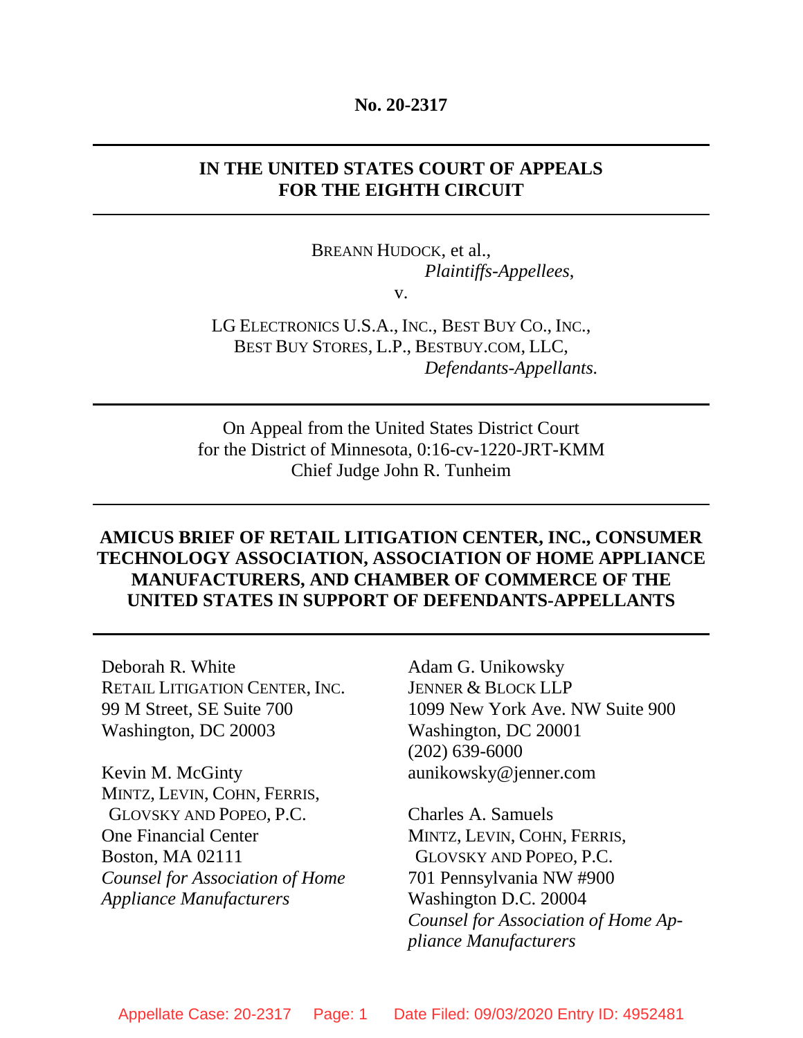**No. 20-2317**

---

**IN THE UNITED STATES COURT OF APPEALS FOR THE EIGHTH CIRCUIT**

---

BREANN HUDOCK, et al.,
*Plaintiffs-Appellees*,

v.

LG ELECTRONICS U.S.A., INC., BEST BUY CO., INC., BEST BUY STORES, L.P., BESTBUY.COM, LLC,
*Defendants-Appellants.*

---

On Appeal from the United States District Court for the District of Minnesota, 0:16-cv-1220-JRT-KMM
Chief Judge John R. Tunheim

---

**AMICUS BRIEF OF RETAIL LITIGATION CENTER, INC., CONSUMER TECHNOLOGY ASSOCIATION, ASSOCIATION OF HOME APPLIANCE MANUFACTURERS, AND CHAMBER OF COMMERCE OF THE UNITED STATES IN SUPPORT OF DEFENDANTS-APPELLANTS**

---

Deborah R. White
RETAIL LITIGATION CENTER, INC.
99 M Street, SE Suite 700
Washington, DC 20003

Kevin M. McGinty
MINTZ, LEVIN, COHN, FERRIS, GLOVSKY AND POPEO, P.C.
One Financial Center
Boston, MA 02111
*Counsel for Association of Home Appliance Manufacturers*

Adam G. Unikowsky
JENNER & BLOCK LLP
1099 New York Ave. NW Suite 900
Washington, DC 20001
(202) 639-6000
aunikowsky@jenner.com

Charles A. Samuels
MINTZ, LEVIN, COHN, FERRIS, GLOVSKY AND POPEO, P.C.
701 Pennsylvania NW #900
Washington D.C. 20004
*Counsel for Association of Home Appliance Manufacturers*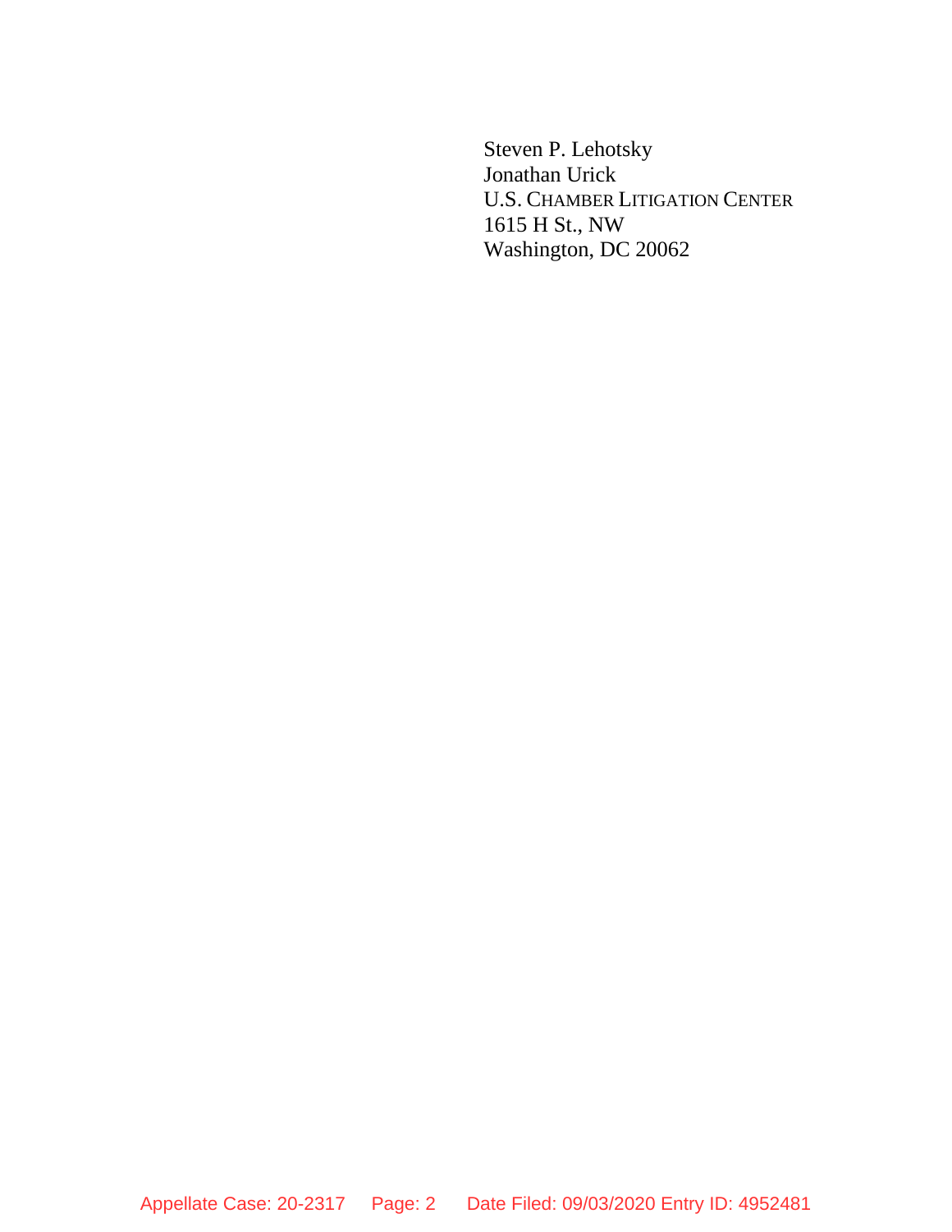Steven P. Lehotsky
Jonathan Urick
U.S. CHAMBER LITIGATION CENTER
1615 H St., NW
Washington, DC 20062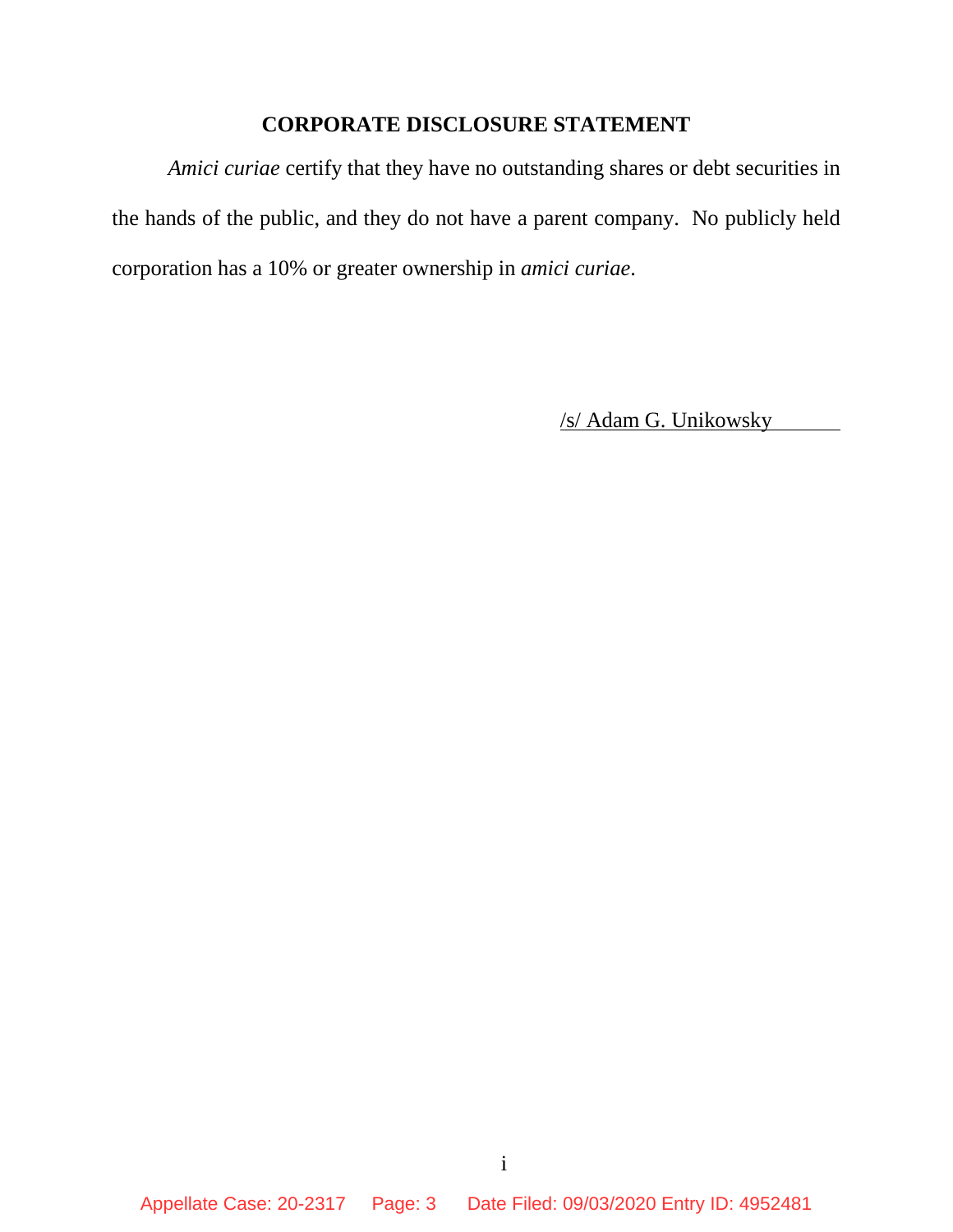## CORPORATE DISCLOSURE STATEMENT

*Amici curiae* certify that they have no outstanding shares or debt securities in the hands of the public, and they do not have a parent company. No publicly held corporation has a 10% or greater ownership in *amici curiae*.

/s/ Adam G. Unikowsky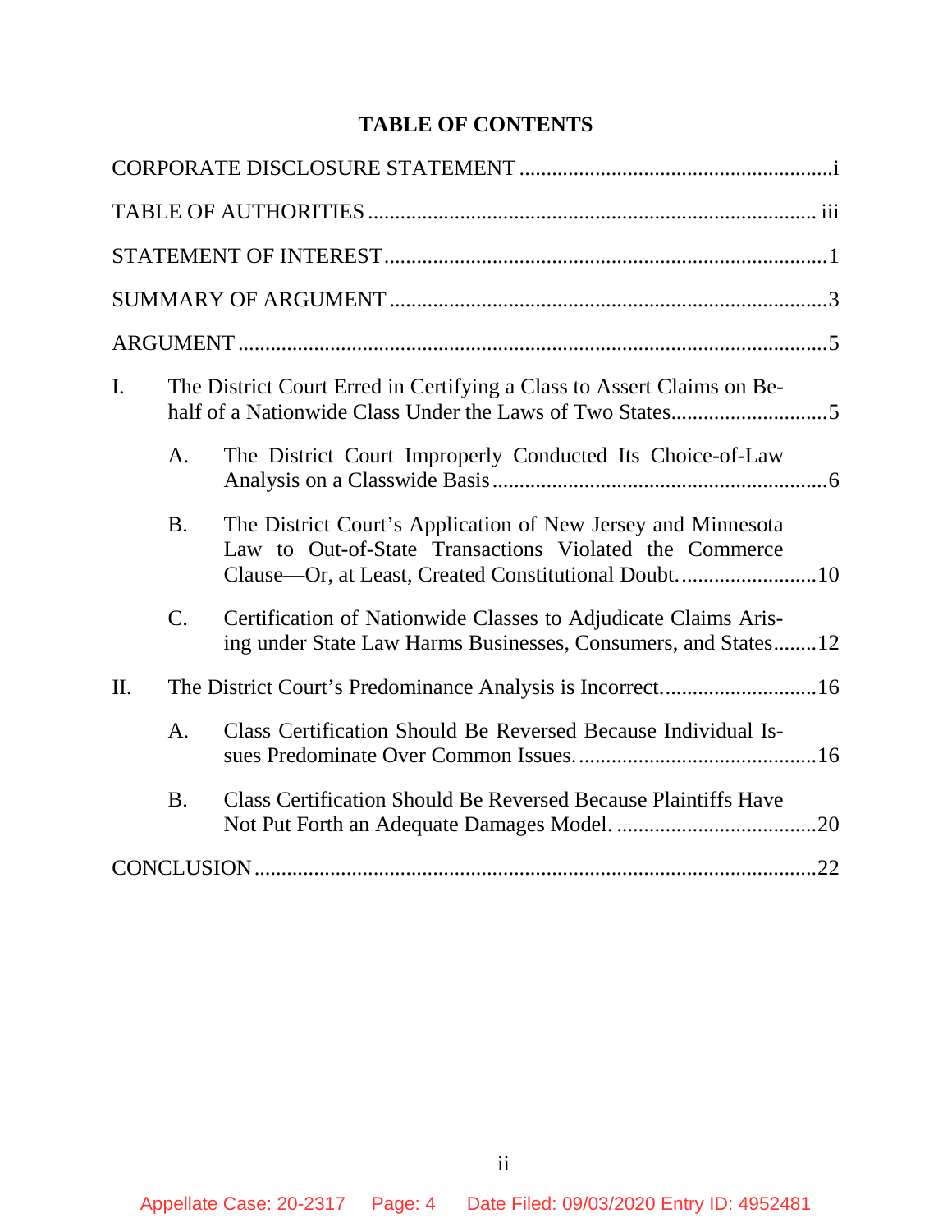# TABLE OF CONTENTS

CORPORATE DISCLOSURE STATEMENT .......................................................... i

TABLE OF AUTHORITIES .................................................................................. iii

STATEMENT OF INTEREST ................................................................................. 1

SUMMARY OF ARGUMENT ................................................................................ 3

ARGUMENT .......................................................................................................... 5

I. The District Court Erred in Certifying a Class to Assert Claims on Behalf of a Nationwide Class Under the Laws of Two States ............................ 5

   A. The District Court Improperly Conducted Its Choice-of-Law Analysis on a Classwide Basis ........................................................................ 6

   B. The District Court's Application of New Jersey and Minnesota Law to Out-of-State Transactions Violated the Commerce Clause—Or, at Least, Created Constitutional Doubt. ........................ 10

   C. Certification of Nationwide Classes to Adjudicate Claims Arising under State Law Harms Businesses, Consumers, and States ........ 12

II. The District Court's Predominance Analysis is Incorrect. ............................ 16

   A. Class Certification Should Be Reversed Because Individual Issues Predominate Over Common Issues. ............................................ 16

   B. Class Certification Should Be Reversed Because Plaintiffs Have Not Put Forth an Adequate Damages Model. ..................................... 20

CONCLUSION ...................................................................................................... 22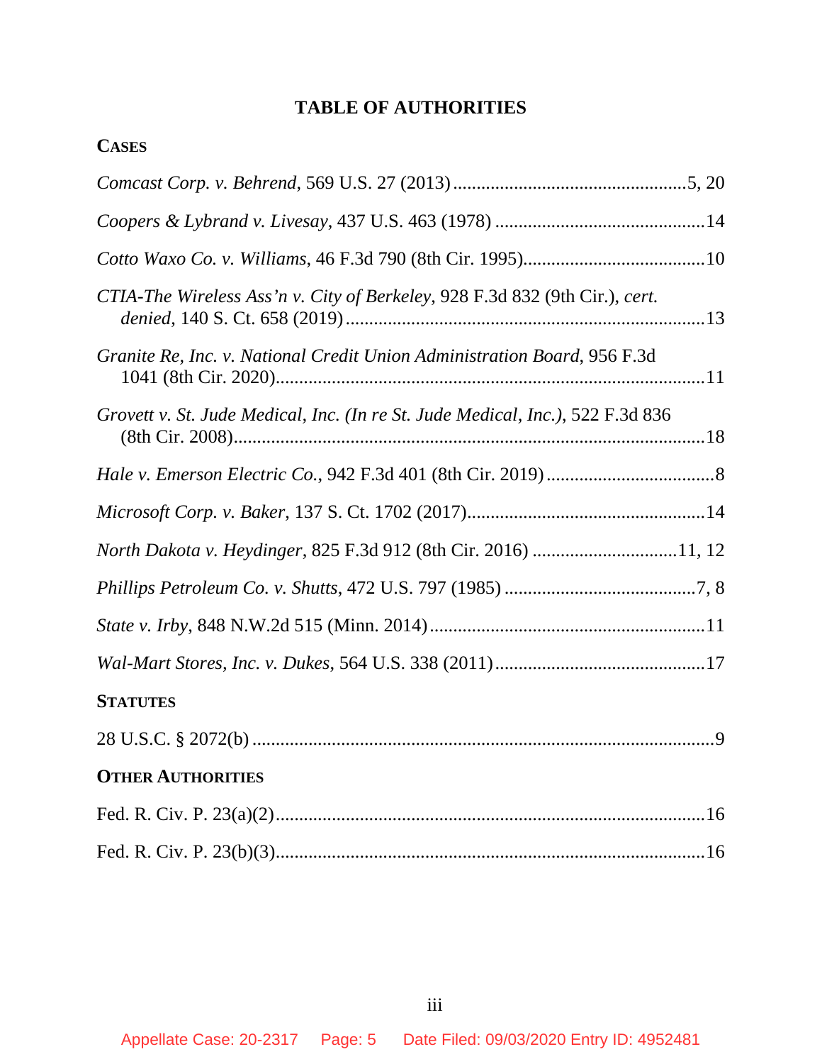# TABLE OF AUTHORITIES

## CASES

*Comcast Corp. v. Behrend*, 569 U.S. 27 (2013) .................................................5, 20

*Coopers & Lybrand v. Livesay*, 437 U.S. 463 (1978) ............................................14

*Cotto Waxo Co. v. Williams*, 46 F.3d 790 (8th Cir. 1995).......................................10

*CTIA-The Wireless Ass'n v. City of Berkeley*, 928 F.3d 832 (9th Cir.), *cert. denied*, 140 S. Ct. 658 (2019) ............................................................................13

*Granite Re, Inc. v. National Credit Union Administration Board*, 956 F.3d 1041 (8th Cir. 2020)...........................................................................................11

*Grovett v. St. Jude Medical, Inc. (In re St. Jude Medical, Inc.)*, 522 F.3d 836 (8th Cir. 2008)....................................................................................................18

*Hale v. Emerson Electric Co.*, 942 F.3d 401 (8th Cir. 2019) ....................................8

*Microsoft Corp. v. Baker*, 137 S. Ct. 1702 (2017)...................................................14

*North Dakota v. Heydinger*, 825 F.3d 912 (8th Cir. 2016) ..............................11, 12

*Phillips Petroleum Co. v. Shutts*, 472 U.S. 797 (1985) .........................................7, 8

*State v. Irby*, 848 N.W.2d 515 (Minn. 2014) ..........................................................11

*Wal-Mart Stores, Inc. v. Dukes*, 564 U.S. 338 (2011).............................................17

## STATUTES

28 U.S.C. § 2072(b) ...................................................................................................9

## OTHER AUTHORITIES

Fed. R. Civ. P. 23(a)(2)............................................................................................16

Fed. R. Civ. P. 23(b)(3)............................................................................................16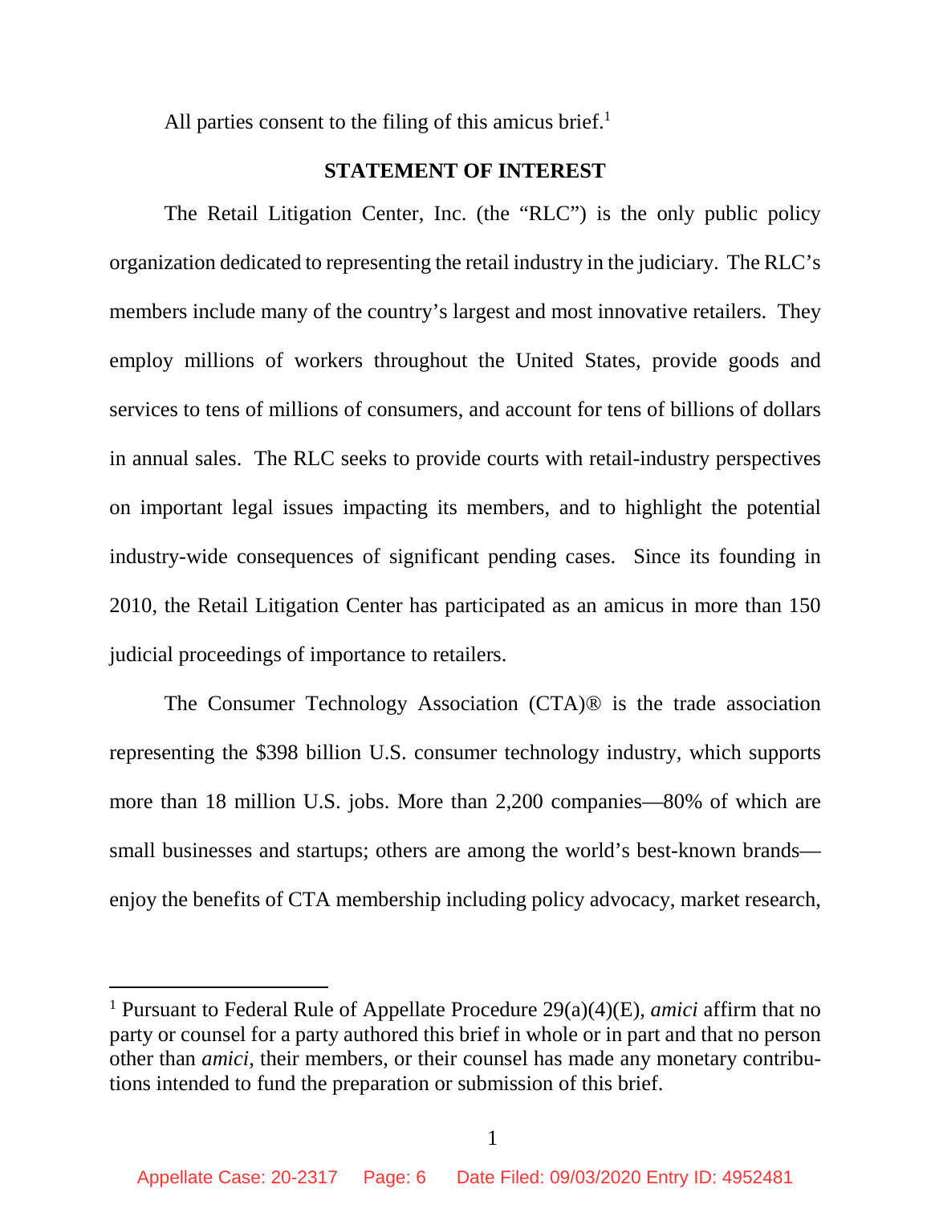All parties consent to the filing of this amicus brief.[1]

## STATEMENT OF INTEREST

The Retail Litigation Center, Inc. (the "RLC") is the only public policy organization dedicated to representing the retail industry in the judiciary. The RLC's members include many of the country's largest and most innovative retailers. They employ millions of workers throughout the United States, provide goods and services to tens of millions of consumers, and account for tens of billions of dollars in annual sales. The RLC seeks to provide courts with retail-industry perspectives on important legal issues impacting its members, and to highlight the potential industry-wide consequences of significant pending cases. Since its founding in 2010, the Retail Litigation Center has participated as an amicus in more than 150 judicial proceedings of importance to retailers.

The Consumer Technology Association (CTA)® is the trade association representing the $398 billion U.S. consumer technology industry, which supports more than 18 million U.S. jobs. More than 2,200 companies—80% of which are small businesses and startups; others are among the world's best-known brands—enjoy the benefits of CTA membership including policy advocacy, market research,

---

[1] Pursuant to Federal Rule of Appellate Procedure 29(a)(4)(E), *amici* affirm that no party or counsel for a party authored this brief in whole or in part and that no person other than *amici*, their members, or their counsel has made any monetary contributions intended to fund the preparation or submission of this brief.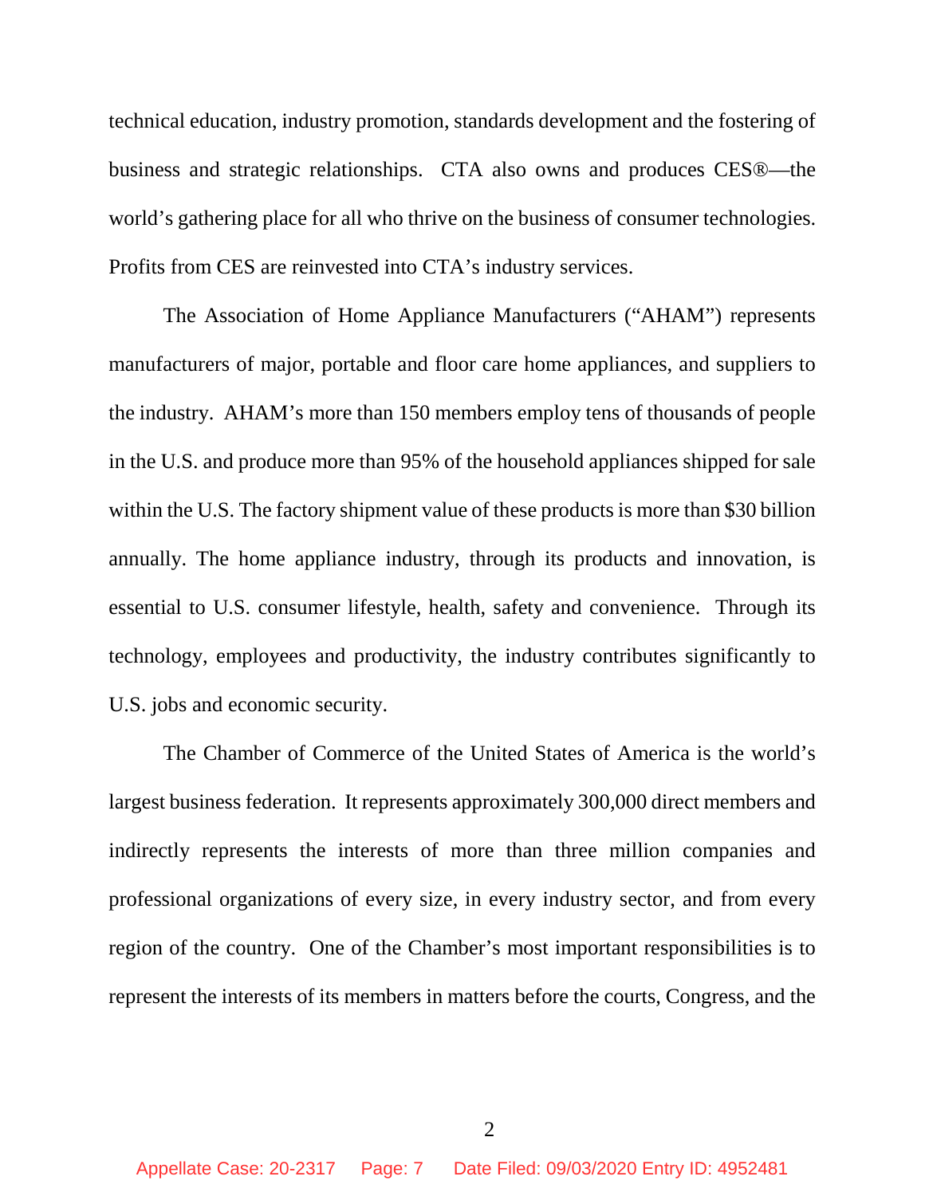technical education, industry promotion, standards development and the fostering of business and strategic relationships. CTA also owns and produces CES®—the world's gathering place for all who thrive on the business of consumer technologies. Profits from CES are reinvested into CTA's industry services.

The Association of Home Appliance Manufacturers ("AHAM") represents manufacturers of major, portable and floor care home appliances, and suppliers to the industry. AHAM's more than 150 members employ tens of thousands of people in the U.S. and produce more than 95% of the household appliances shipped for sale within the U.S. The factory shipment value of these products is more than $30 billion annually. The home appliance industry, through its products and innovation, is essential to U.S. consumer lifestyle, health, safety and convenience. Through its technology, employees and productivity, the industry contributes significantly to U.S. jobs and economic security.

The Chamber of Commerce of the United States of America is the world's largest business federation. It represents approximately 300,000 direct members and indirectly represents the interests of more than three million companies and professional organizations of every size, in every industry sector, and from every region of the country. One of the Chamber's most important responsibilities is to represent the interests of its members in matters before the courts, Congress, and the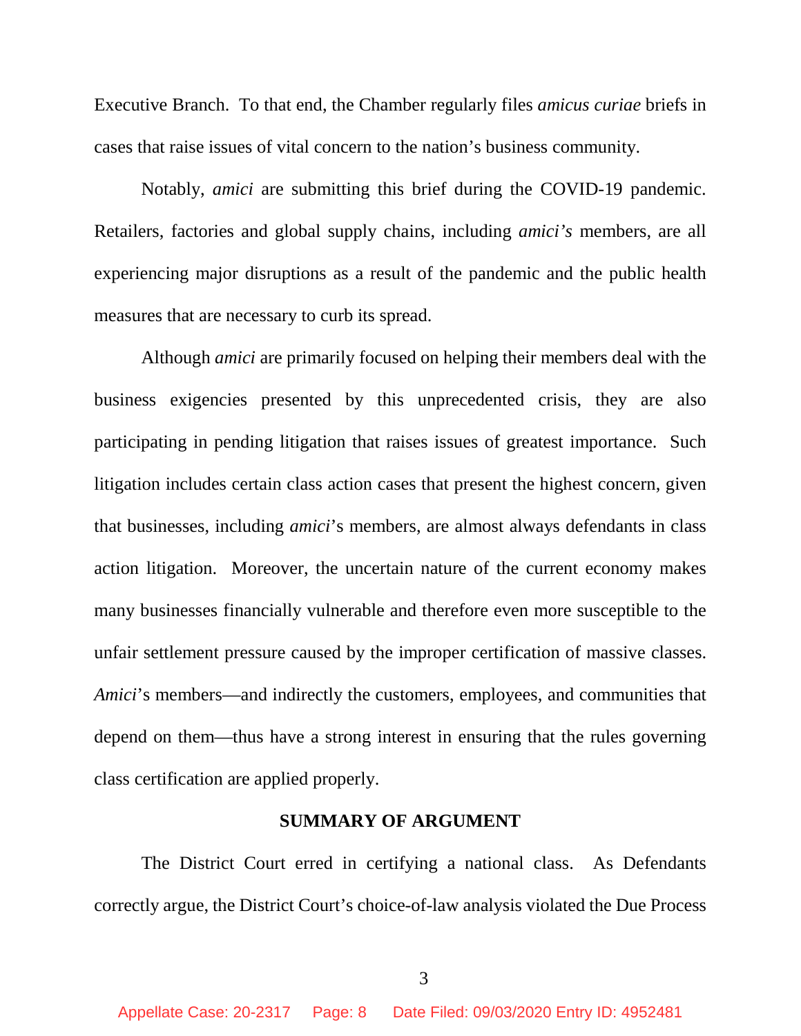Executive Branch. To that end, the Chamber regularly files *amicus curiae* briefs in cases that raise issues of vital concern to the nation's business community.

Notably, *amici* are submitting this brief during the COVID-19 pandemic. Retailers, factories and global supply chains, including *amici's* members, are all experiencing major disruptions as a result of the pandemic and the public health measures that are necessary to curb its spread.

Although *amici* are primarily focused on helping their members deal with the business exigencies presented by this unprecedented crisis, they are also participating in pending litigation that raises issues of greatest importance. Such litigation includes certain class action cases that present the highest concern, given that businesses, including *amici*'s members, are almost always defendants in class action litigation. Moreover, the uncertain nature of the current economy makes many businesses financially vulnerable and therefore even more susceptible to the unfair settlement pressure caused by the improper certification of massive classes. *Amici*'s members—and indirectly the customers, employees, and communities that depend on them—thus have a strong interest in ensuring that the rules governing class certification are applied properly.

## SUMMARY OF ARGUMENT

The District Court erred in certifying a national class. As Defendants correctly argue, the District Court's choice-of-law analysis violated the Due Process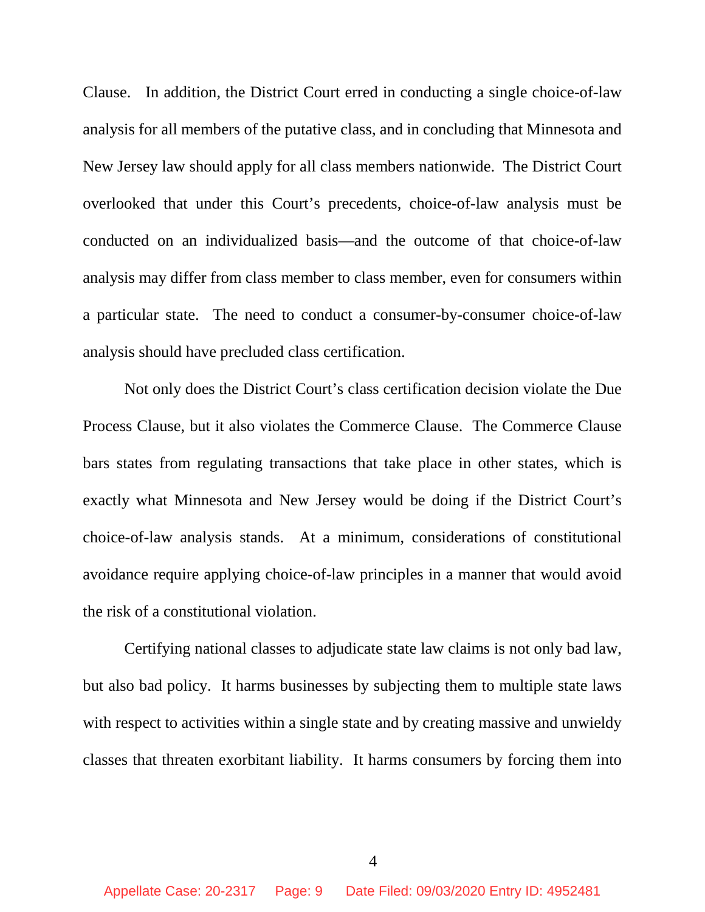Clause. In addition, the District Court erred in conducting a single choice-of-law analysis for all members of the putative class, and in concluding that Minnesota and New Jersey law should apply for all class members nationwide. The District Court overlooked that under this Court's precedents, choice-of-law analysis must be conducted on an individualized basis—and the outcome of that choice-of-law analysis may differ from class member to class member, even for consumers within a particular state. The need to conduct a consumer-by-consumer choice-of-law analysis should have precluded class certification.

Not only does the District Court's class certification decision violate the Due Process Clause, but it also violates the Commerce Clause. The Commerce Clause bars states from regulating transactions that take place in other states, which is exactly what Minnesota and New Jersey would be doing if the District Court's choice-of-law analysis stands. At a minimum, considerations of constitutional avoidance require applying choice-of-law principles in a manner that would avoid the risk of a constitutional violation.

Certifying national classes to adjudicate state law claims is not only bad law, but also bad policy. It harms businesses by subjecting them to multiple state laws with respect to activities within a single state and by creating massive and unwieldy classes that threaten exorbitant liability. It harms consumers by forcing them into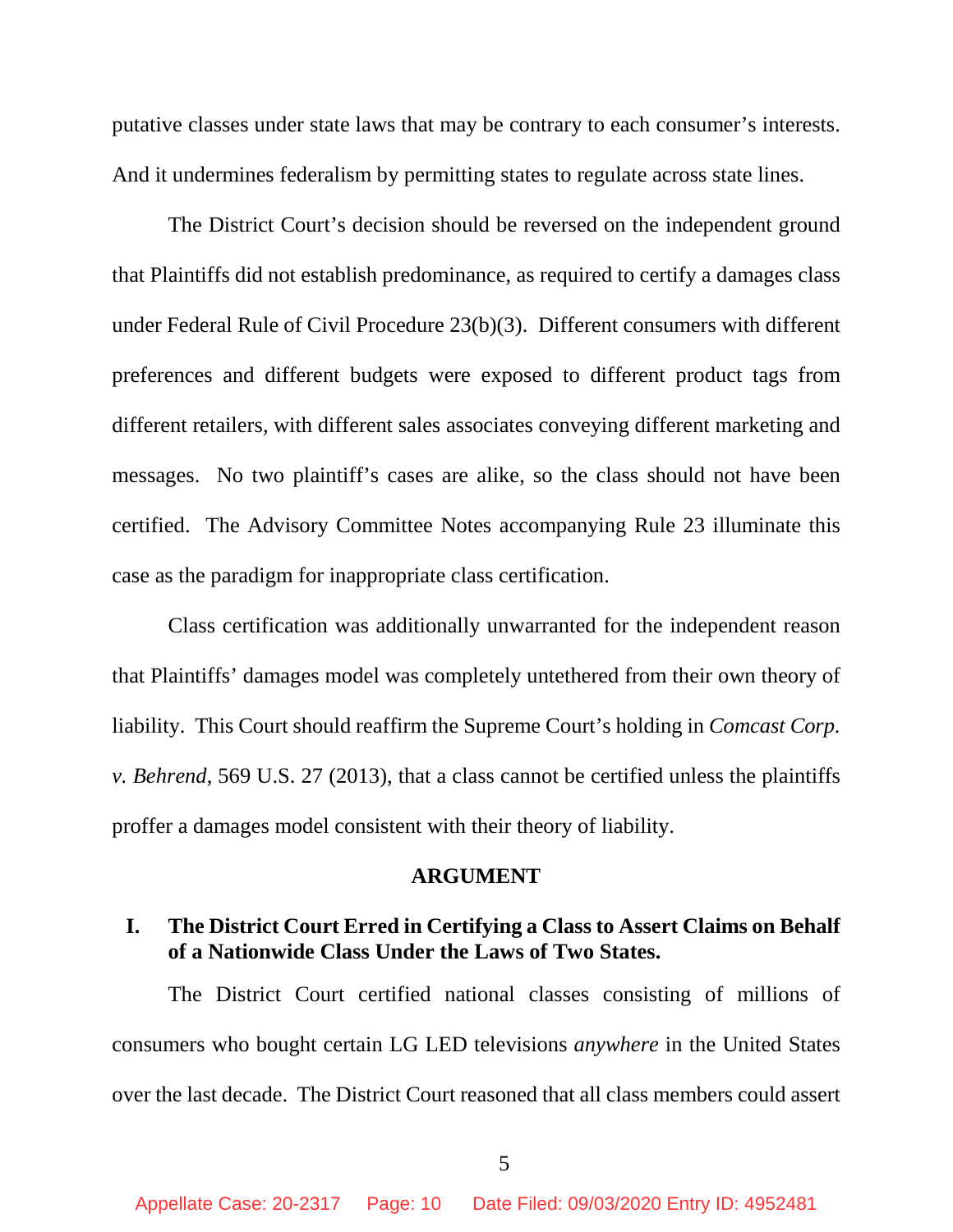putative classes under state laws that may be contrary to each consumer's interests. And it undermines federalism by permitting states to regulate across state lines.

The District Court's decision should be reversed on the independent ground that Plaintiffs did not establish predominance, as required to certify a damages class under Federal Rule of Civil Procedure 23(b)(3). Different consumers with different preferences and different budgets were exposed to different product tags from different retailers, with different sales associates conveying different marketing and messages. No two plaintiff's cases are alike, so the class should not have been certified. The Advisory Committee Notes accompanying Rule 23 illuminate this case as the paradigm for inappropriate class certification.

Class certification was additionally unwarranted for the independent reason that Plaintiffs' damages model was completely untethered from their own theory of liability. This Court should reaffirm the Supreme Court's holding in *Comcast Corp. v. Behrend*, 569 U.S. 27 (2013), that a class cannot be certified unless the plaintiffs proffer a damages model consistent with their theory of liability.

## ARGUMENT

### I. The District Court Erred in Certifying a Class to Assert Claims on Behalf of a Nationwide Class Under the Laws of Two States.

The District Court certified national classes consisting of millions of consumers who bought certain LG LED televisions *anywhere* in the United States over the last decade. The District Court reasoned that all class members could assert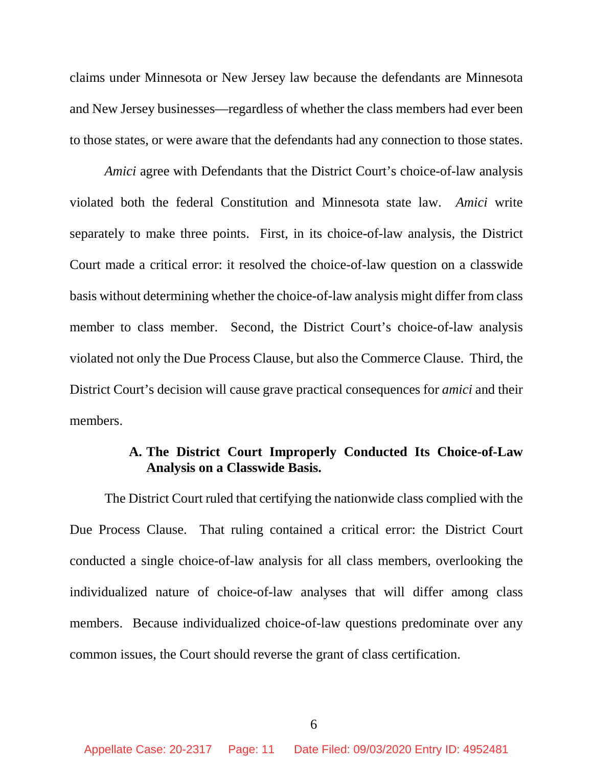claims under Minnesota or New Jersey law because the defendants are Minnesota and New Jersey businesses—regardless of whether the class members had ever been to those states, or were aware that the defendants had any connection to those states.

*Amici* agree with Defendants that the District Court's choice-of-law analysis violated both the federal Constitution and Minnesota state law. *Amici* write separately to make three points. First, in its choice-of-law analysis, the District Court made a critical error: it resolved the choice-of-law question on a classwide basis without determining whether the choice-of-law analysis might differ from class member to class member. Second, the District Court's choice-of-law analysis violated not only the Due Process Clause, but also the Commerce Clause. Third, the District Court's decision will cause grave practical consequences for *amici* and their members.

### A. The District Court Improperly Conducted Its Choice-of-Law Analysis on a Classwide Basis.

The District Court ruled that certifying the nationwide class complied with the Due Process Clause. That ruling contained a critical error: the District Court conducted a single choice-of-law analysis for all class members, overlooking the individualized nature of choice-of-law analyses that will differ among class members. Because individualized choice-of-law questions predominate over any common issues, the Court should reverse the grant of class certification.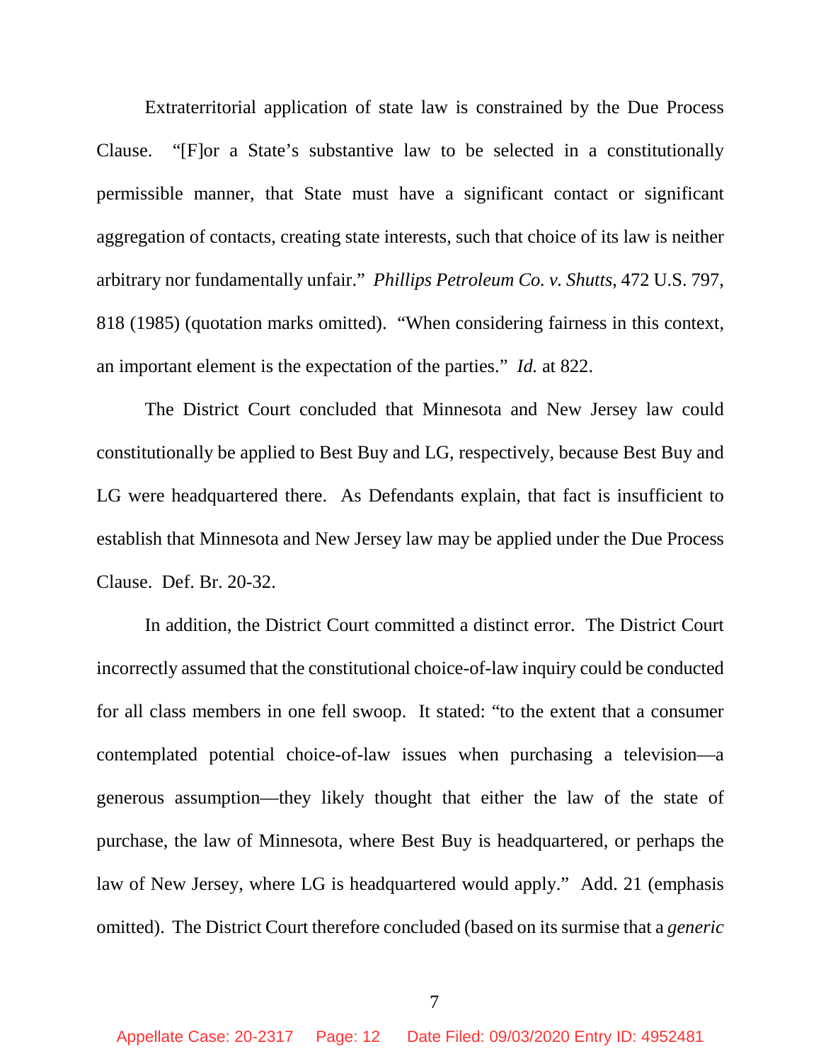Extraterritorial application of state law is constrained by the Due Process Clause. "[F]or a State's substantive law to be selected in a constitutionally permissible manner, that State must have a significant contact or significant aggregation of contacts, creating state interests, such that choice of its law is neither arbitrary nor fundamentally unfair." *Phillips Petroleum Co. v. Shutts*, 472 U.S. 797, 818 (1985) (quotation marks omitted). "When considering fairness in this context, an important element is the expectation of the parties." *Id.* at 822.

The District Court concluded that Minnesota and New Jersey law could constitutionally be applied to Best Buy and LG, respectively, because Best Buy and LG were headquartered there. As Defendants explain, that fact is insufficient to establish that Minnesota and New Jersey law may be applied under the Due Process Clause. Def. Br. 20-32.

In addition, the District Court committed a distinct error. The District Court incorrectly assumed that the constitutional choice-of-law inquiry could be conducted for all class members in one fell swoop. It stated: "to the extent that a consumer contemplated potential choice-of-law issues when purchasing a television—a generous assumption—they likely thought that either the law of the state of purchase, the law of Minnesota, where Best Buy is headquartered, or perhaps the law of New Jersey, where LG is headquartered would apply." Add. 21 (emphasis omitted). The District Court therefore concluded (based on its surmise that a *generic*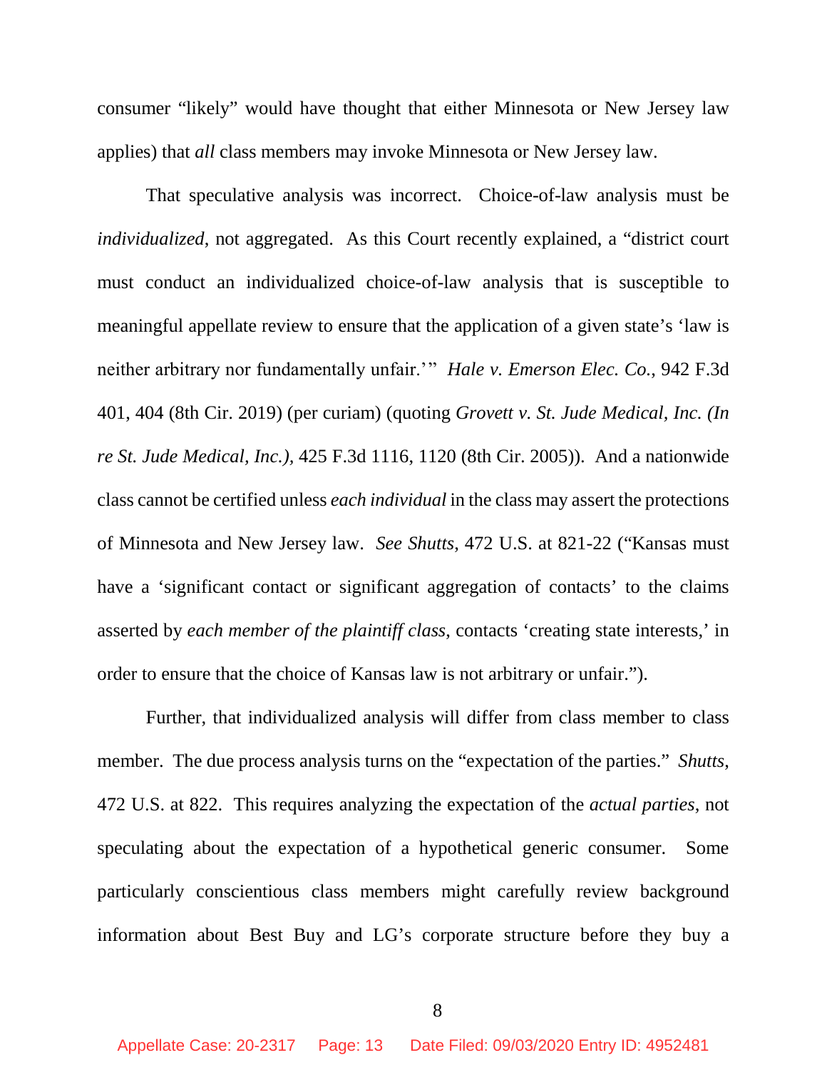consumer "likely" would have thought that either Minnesota or New Jersey law applies) that *all* class members may invoke Minnesota or New Jersey law.

That speculative analysis was incorrect. Choice-of-law analysis must be *individualized*, not aggregated. As this Court recently explained, a "district court must conduct an individualized choice-of-law analysis that is susceptible to meaningful appellate review to ensure that the application of a given state's 'law is neither arbitrary nor fundamentally unfair.'" *Hale v. Emerson Elec. Co.*, 942 F.3d 401, 404 (8th Cir. 2019) (per curiam) (quoting *Grovett v. St. Jude Medical, Inc. (In re St. Jude Medical, Inc.)*, 425 F.3d 1116, 1120 (8th Cir. 2005)). And a nationwide class cannot be certified unless *each individual* in the class may assert the protections of Minnesota and New Jersey law. *See Shutts*, 472 U.S. at 821-22 ("Kansas must have a 'significant contact or significant aggregation of contacts' to the claims asserted by *each member of the plaintiff class*, contacts 'creating state interests,' in order to ensure that the choice of Kansas law is not arbitrary or unfair.").

Further, that individualized analysis will differ from class member to class member. The due process analysis turns on the "expectation of the parties." *Shutts*, 472 U.S. at 822. This requires analyzing the expectation of the *actual parties*, not speculating about the expectation of a hypothetical generic consumer. Some particularly conscientious class members might carefully review background information about Best Buy and LG's corporate structure before they buy a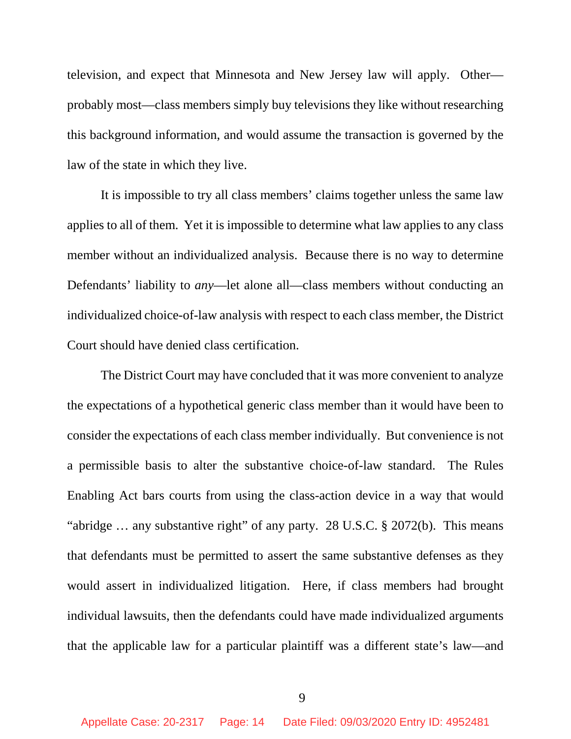television, and expect that Minnesota and New Jersey law will apply. Other—probably most—class members simply buy televisions they like without researching this background information, and would assume the transaction is governed by the law of the state in which they live.

It is impossible to try all class members' claims together unless the same law applies to all of them. Yet it is impossible to determine what law applies to any class member without an individualized analysis. Because there is no way to determine Defendants' liability to *any*—let alone all—class members without conducting an individualized choice-of-law analysis with respect to each class member, the District Court should have denied class certification.

The District Court may have concluded that it was more convenient to analyze the expectations of a hypothetical generic class member than it would have been to consider the expectations of each class member individually. But convenience is not a permissible basis to alter the substantive choice-of-law standard. The Rules Enabling Act bars courts from using the class-action device in a way that would "abridge … any substantive right" of any party. 28 U.S.C. § 2072(b). This means that defendants must be permitted to assert the same substantive defenses as they would assert in individualized litigation. Here, if class members had brought individual lawsuits, then the defendants could have made individualized arguments that the applicable law for a particular plaintiff was a different state's law—and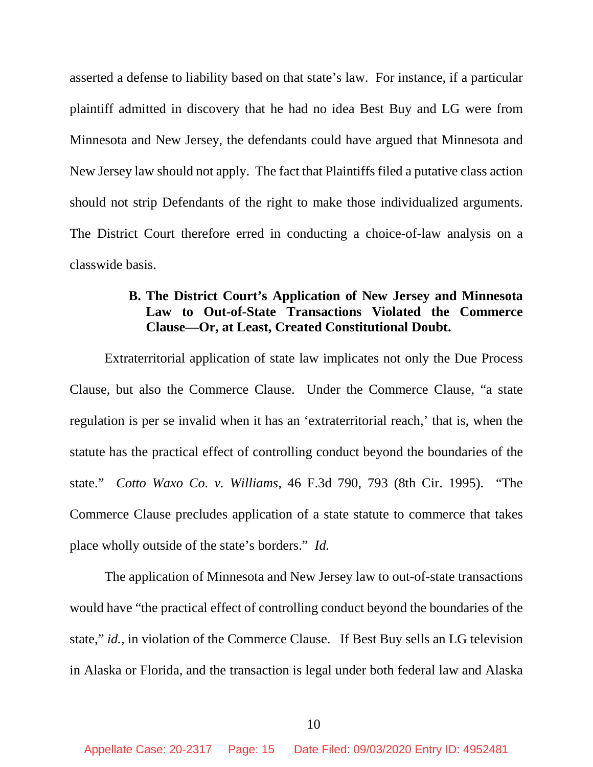asserted a defense to liability based on that state's law. For instance, if a particular plaintiff admitted in discovery that he had no idea Best Buy and LG were from Minnesota and New Jersey, the defendants could have argued that Minnesota and New Jersey law should not apply. The fact that Plaintiffs filed a putative class action should not strip Defendants of the right to make those individualized arguments. The District Court therefore erred in conducting a choice-of-law analysis on a classwide basis.

### B. The District Court's Application of New Jersey and Minnesota Law to Out-of-State Transactions Violated the Commerce Clause—Or, at Least, Created Constitutional Doubt.

Extraterritorial application of state law implicates not only the Due Process Clause, but also the Commerce Clause. Under the Commerce Clause, "a state regulation is per se invalid when it has an 'extraterritorial reach,' that is, when the statute has the practical effect of controlling conduct beyond the boundaries of the state." *Cotto Waxo Co. v. Williams*, 46 F.3d 790, 793 (8th Cir. 1995). "The Commerce Clause precludes application of a state statute to commerce that takes place wholly outside of the state's borders." *Id.*

The application of Minnesota and New Jersey law to out-of-state transactions would have "the practical effect of controlling conduct beyond the boundaries of the state," *id.*, in violation of the Commerce Clause. If Best Buy sells an LG television in Alaska or Florida, and the transaction is legal under both federal law and Alaska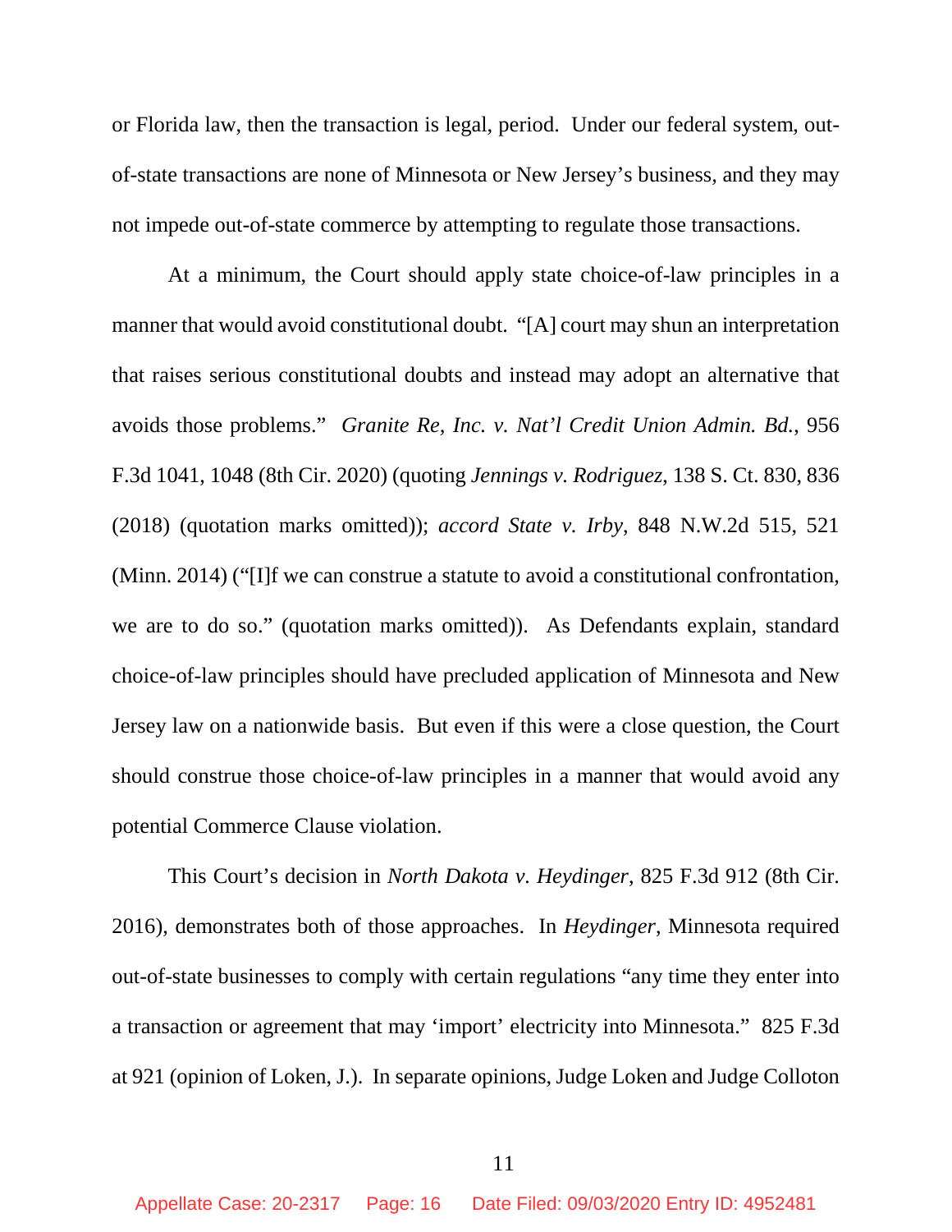or Florida law, then the transaction is legal, period. Under our federal system, out-of-state transactions are none of Minnesota or New Jersey's business, and they may not impede out-of-state commerce by attempting to regulate those transactions.

At a minimum, the Court should apply state choice-of-law principles in a manner that would avoid constitutional doubt. "[A] court may shun an interpretation that raises serious constitutional doubts and instead may adopt an alternative that avoids those problems." *Granite Re, Inc. v. Nat'l Credit Union Admin. Bd.*, 956 F.3d 1041, 1048 (8th Cir. 2020) (quoting *Jennings v. Rodriguez*, 138 S. Ct. 830, 836 (2018) (quotation marks omitted)); *accord State v. Irby*, 848 N.W.2d 515, 521 (Minn. 2014) ("[I]f we can construe a statute to avoid a constitutional confrontation, we are to do so." (quotation marks omitted)). As Defendants explain, standard choice-of-law principles should have precluded application of Minnesota and New Jersey law on a nationwide basis. But even if this were a close question, the Court should construe those choice-of-law principles in a manner that would avoid any potential Commerce Clause violation.

This Court's decision in *North Dakota v. Heydinger*, 825 F.3d 912 (8th Cir. 2016), demonstrates both of those approaches. In *Heydinger*, Minnesota required out-of-state businesses to comply with certain regulations "any time they enter into a transaction or agreement that may 'import' electricity into Minnesota." 825 F.3d at 921 (opinion of Loken, J.). In separate opinions, Judge Loken and Judge Colloton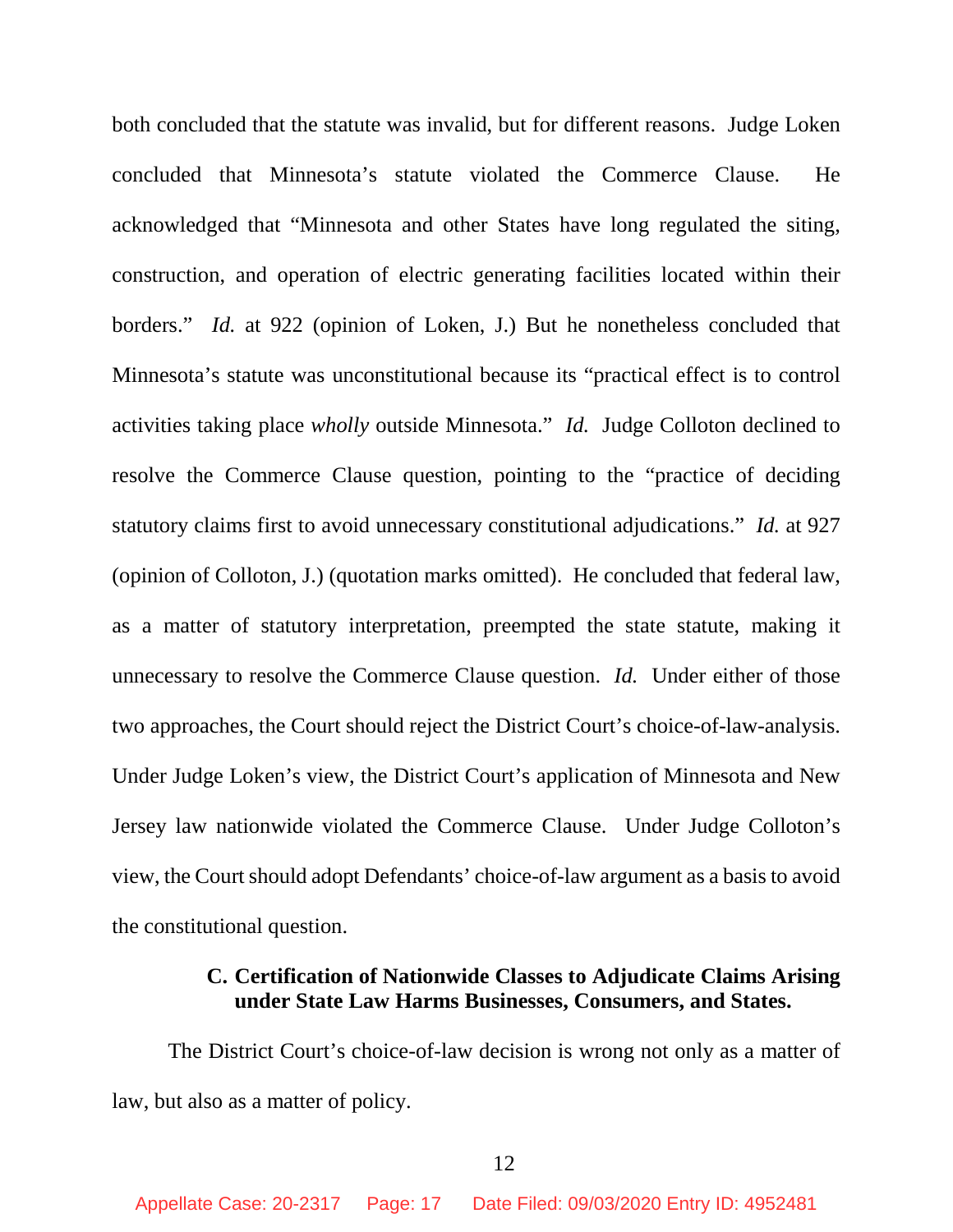both concluded that the statute was invalid, but for different reasons. Judge Loken concluded that Minnesota's statute violated the Commerce Clause. He acknowledged that "Minnesota and other States have long regulated the siting, construction, and operation of electric generating facilities located within their borders." *Id.* at 922 (opinion of Loken, J.) But he nonetheless concluded that Minnesota's statute was unconstitutional because its "practical effect is to control activities taking place *wholly* outside Minnesota." *Id.* Judge Colloton declined to resolve the Commerce Clause question, pointing to the "practice of deciding statutory claims first to avoid unnecessary constitutional adjudications." *Id.* at 927 (opinion of Colloton, J.) (quotation marks omitted). He concluded that federal law, as a matter of statutory interpretation, preempted the state statute, making it unnecessary to resolve the Commerce Clause question. *Id.* Under either of those two approaches, the Court should reject the District Court's choice-of-law-analysis. Under Judge Loken's view, the District Court's application of Minnesota and New Jersey law nationwide violated the Commerce Clause. Under Judge Colloton's view, the Court should adopt Defendants' choice-of-law argument as a basis to avoid the constitutional question.

### C. Certification of Nationwide Classes to Adjudicate Claims Arising under State Law Harms Businesses, Consumers, and States.

The District Court's choice-of-law decision is wrong not only as a matter of law, but also as a matter of policy.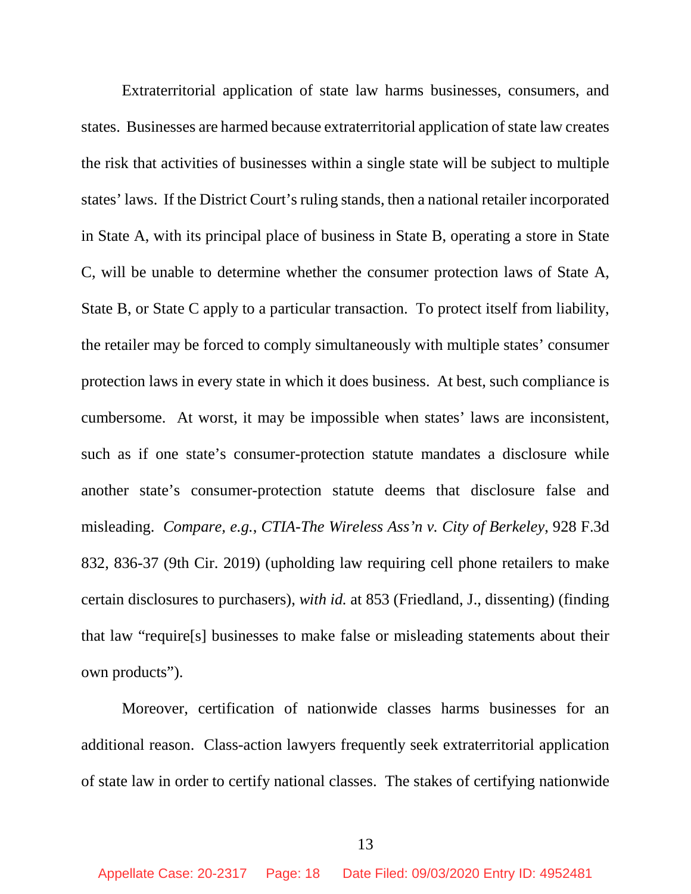Extraterritorial application of state law harms businesses, consumers, and states. Businesses are harmed because extraterritorial application of state law creates the risk that activities of businesses within a single state will be subject to multiple states' laws. If the District Court's ruling stands, then a national retailer incorporated in State A, with its principal place of business in State B, operating a store in State C, will be unable to determine whether the consumer protection laws of State A, State B, or State C apply to a particular transaction. To protect itself from liability, the retailer may be forced to comply simultaneously with multiple states' consumer protection laws in every state in which it does business. At best, such compliance is cumbersome. At worst, it may be impossible when states' laws are inconsistent, such as if one state's consumer-protection statute mandates a disclosure while another state's consumer-protection statute deems that disclosure false and misleading. *Compare, e.g.*, *CTIA-The Wireless Ass'n v. City of Berkeley*, 928 F.3d 832, 836-37 (9th Cir. 2019) (upholding law requiring cell phone retailers to make certain disclosures to purchasers), *with id.* at 853 (Friedland, J., dissenting) (finding that law "require[s] businesses to make false or misleading statements about their own products").

Moreover, certification of nationwide classes harms businesses for an additional reason. Class-action lawyers frequently seek extraterritorial application of state law in order to certify national classes. The stakes of certifying nationwide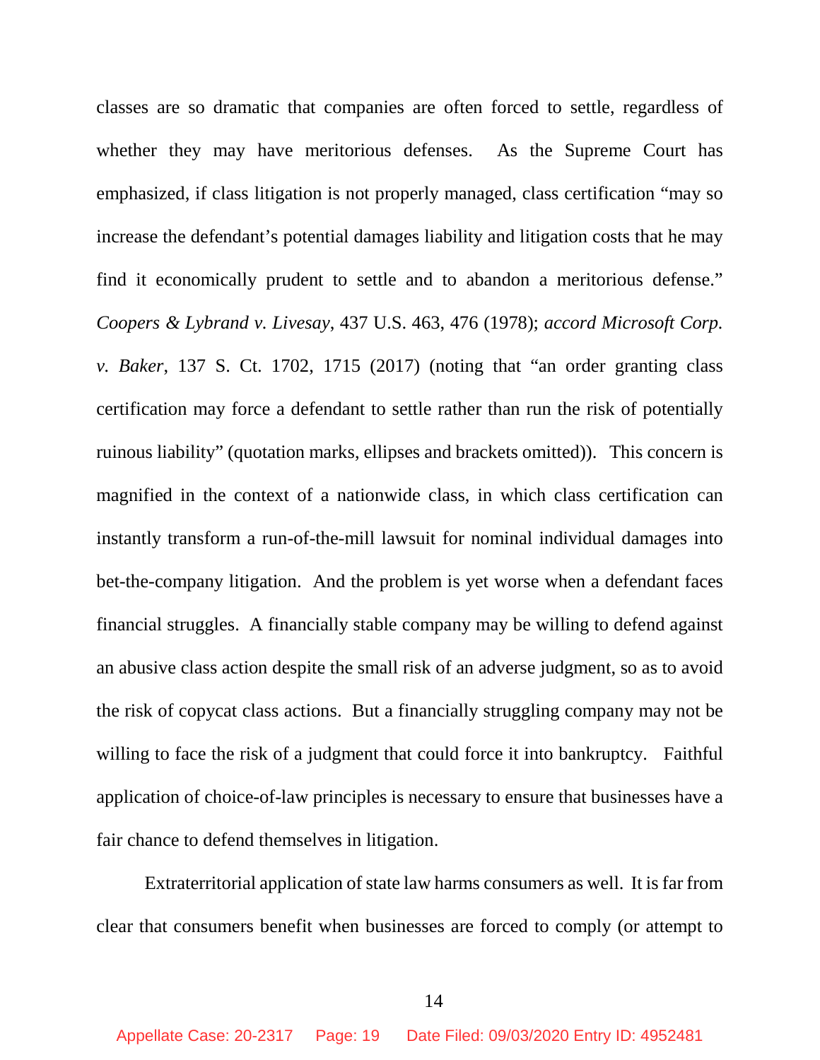classes are so dramatic that companies are often forced to settle, regardless of whether they may have meritorious defenses. As the Supreme Court has emphasized, if class litigation is not properly managed, class certification "may so increase the defendant's potential damages liability and litigation costs that he may find it economically prudent to settle and to abandon a meritorious defense." *Coopers & Lybrand v. Livesay*, 437 U.S. 463, 476 (1978); *accord Microsoft Corp. v. Baker*, 137 S. Ct. 1702, 1715 (2017) (noting that "an order granting class certification may force a defendant to settle rather than run the risk of potentially ruinous liability" (quotation marks, ellipses and brackets omitted)). This concern is magnified in the context of a nationwide class, in which class certification can instantly transform a run-of-the-mill lawsuit for nominal individual damages into bet-the-company litigation. And the problem is yet worse when a defendant faces financial struggles. A financially stable company may be willing to defend against an abusive class action despite the small risk of an adverse judgment, so as to avoid the risk of copycat class actions. But a financially struggling company may not be willing to face the risk of a judgment that could force it into bankruptcy. Faithful application of choice-of-law principles is necessary to ensure that businesses have a fair chance to defend themselves in litigation.

Extraterritorial application of state law harms consumers as well. It is far from clear that consumers benefit when businesses are forced to comply (or attempt to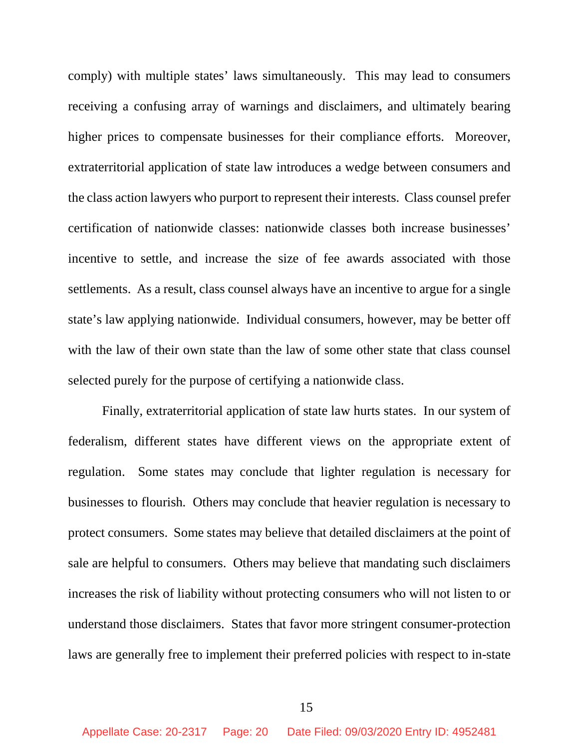comply) with multiple states' laws simultaneously. This may lead to consumers receiving a confusing array of warnings and disclaimers, and ultimately bearing higher prices to compensate businesses for their compliance efforts. Moreover, extraterritorial application of state law introduces a wedge between consumers and the class action lawyers who purport to represent their interests. Class counsel prefer certification of nationwide classes: nationwide classes both increase businesses' incentive to settle, and increase the size of fee awards associated with those settlements. As a result, class counsel always have an incentive to argue for a single state's law applying nationwide. Individual consumers, however, may be better off with the law of their own state than the law of some other state that class counsel selected purely for the purpose of certifying a nationwide class.

Finally, extraterritorial application of state law hurts states. In our system of federalism, different states have different views on the appropriate extent of regulation. Some states may conclude that lighter regulation is necessary for businesses to flourish. Others may conclude that heavier regulation is necessary to protect consumers. Some states may believe that detailed disclaimers at the point of sale are helpful to consumers. Others may believe that mandating such disclaimers increases the risk of liability without protecting consumers who will not listen to or understand those disclaimers. States that favor more stringent consumer-protection laws are generally free to implement their preferred policies with respect to in-state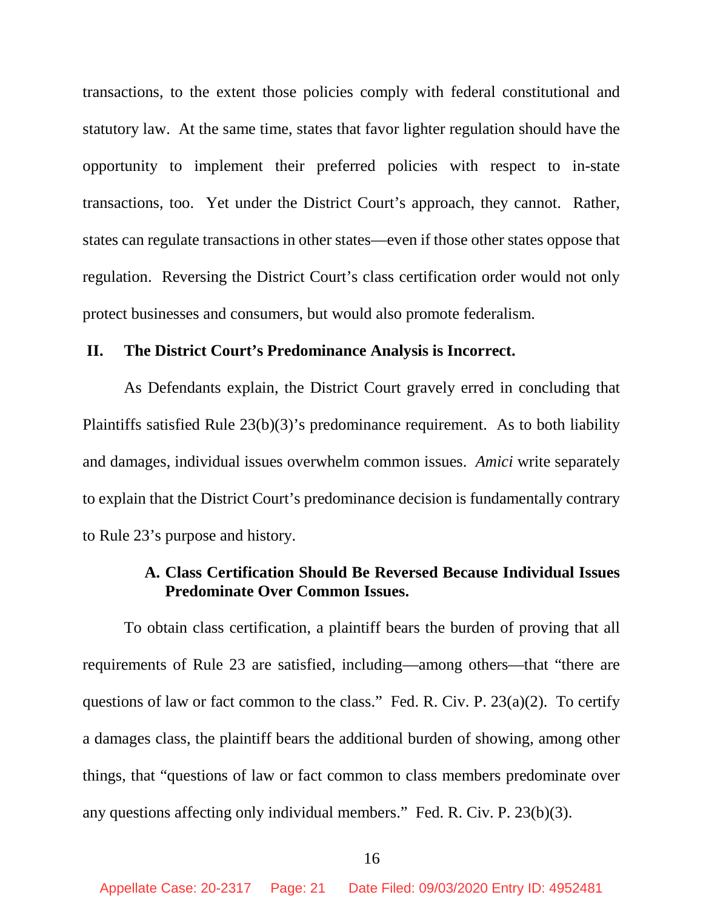transactions, to the extent those policies comply with federal constitutional and statutory law. At the same time, states that favor lighter regulation should have the opportunity to implement their preferred policies with respect to in-state transactions, too. Yet under the District Court's approach, they cannot. Rather, states can regulate transactions in other states—even if those other states oppose that regulation. Reversing the District Court's class certification order would not only protect businesses and consumers, but would also promote federalism.

## II. The District Court's Predominance Analysis is Incorrect.

As Defendants explain, the District Court gravely erred in concluding that Plaintiffs satisfied Rule 23(b)(3)'s predominance requirement. As to both liability and damages, individual issues overwhelm common issues. *Amici* write separately to explain that the District Court's predominance decision is fundamentally contrary to Rule 23's purpose and history.

### A. Class Certification Should Be Reversed Because Individual Issues Predominate Over Common Issues.

To obtain class certification, a plaintiff bears the burden of proving that all requirements of Rule 23 are satisfied, including—among others—that "there are questions of law or fact common to the class." Fed. R. Civ. P. 23(a)(2). To certify a damages class, the plaintiff bears the additional burden of showing, among other things, that "questions of law or fact common to class members predominate over any questions affecting only individual members." Fed. R. Civ. P. 23(b)(3).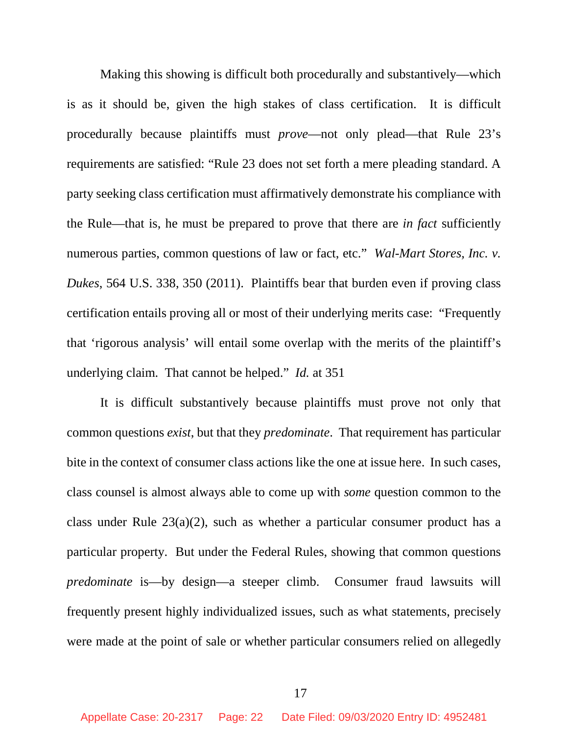Making this showing is difficult both procedurally and substantively—which is as it should be, given the high stakes of class certification. It is difficult procedurally because plaintiffs must *prove*—not only plead—that Rule 23's requirements are satisfied: "Rule 23 does not set forth a mere pleading standard. A party seeking class certification must affirmatively demonstrate his compliance with the Rule—that is, he must be prepared to prove that there are *in fact* sufficiently numerous parties, common questions of law or fact, etc." *Wal-Mart Stores, Inc. v. Dukes*, 564 U.S. 338, 350 (2011). Plaintiffs bear that burden even if proving class certification entails proving all or most of their underlying merits case: "Frequently that 'rigorous analysis' will entail some overlap with the merits of the plaintiff's underlying claim. That cannot be helped." *Id.* at 351

It is difficult substantively because plaintiffs must prove not only that common questions *exist*, but that they *predominate*. That requirement has particular bite in the context of consumer class actions like the one at issue here. In such cases, class counsel is almost always able to come up with *some* question common to the class under Rule 23(a)(2), such as whether a particular consumer product has a particular property. But under the Federal Rules, showing that common questions *predominate* is—by design—a steeper climb. Consumer fraud lawsuits will frequently present highly individualized issues, such as what statements, precisely were made at the point of sale or whether particular consumers relied on allegedly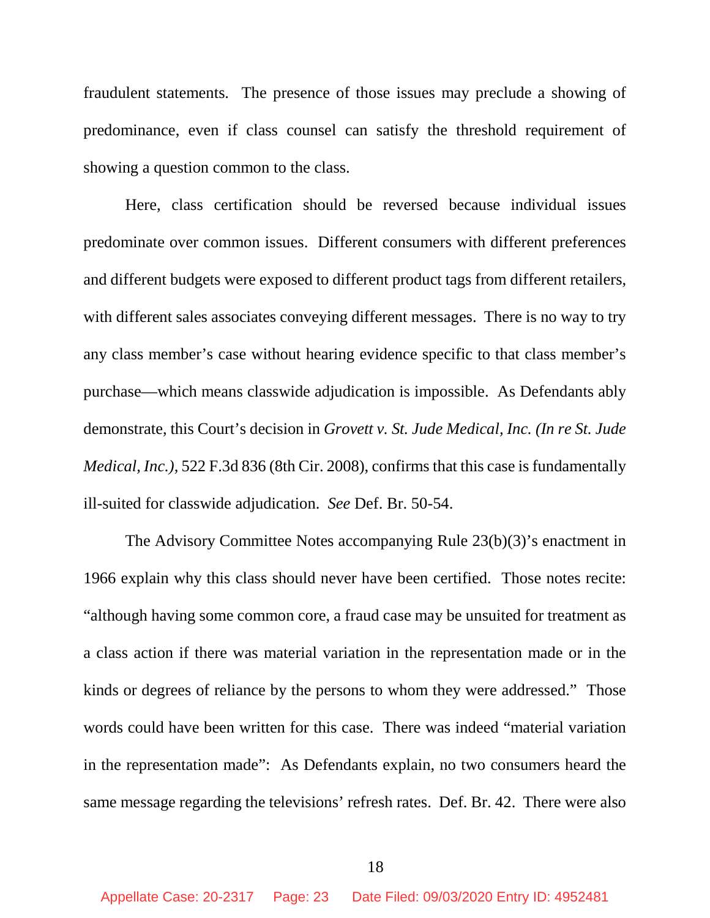fraudulent statements. The presence of those issues may preclude a showing of predominance, even if class counsel can satisfy the threshold requirement of showing a question common to the class.

Here, class certification should be reversed because individual issues predominate over common issues. Different consumers with different preferences and different budgets were exposed to different product tags from different retailers, with different sales associates conveying different messages. There is no way to try any class member's case without hearing evidence specific to that class member's purchase—which means classwide adjudication is impossible. As Defendants ably demonstrate, this Court's decision in *Grovett v. St. Jude Medical, Inc. (In re St. Jude Medical, Inc.)*, 522 F.3d 836 (8th Cir. 2008), confirms that this case is fundamentally ill-suited for classwide adjudication. *See* Def. Br. 50-54.

The Advisory Committee Notes accompanying Rule 23(b)(3)'s enactment in 1966 explain why this class should never have been certified. Those notes recite: "although having some common core, a fraud case may be unsuited for treatment as a class action if there was material variation in the representation made or in the kinds or degrees of reliance by the persons to whom they were addressed." Those words could have been written for this case. There was indeed "material variation in the representation made": As Defendants explain, no two consumers heard the same message regarding the televisions' refresh rates. Def. Br. 42. There were also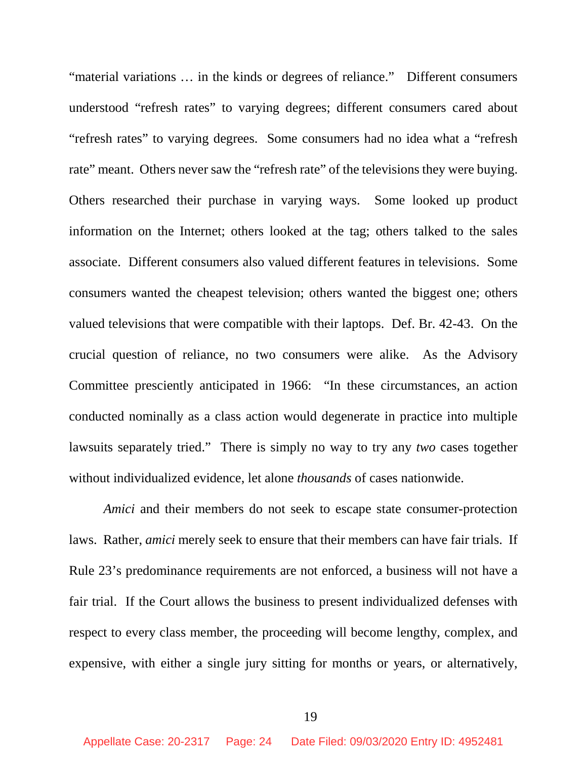"material variations … in the kinds or degrees of reliance." Different consumers understood "refresh rates" to varying degrees; different consumers cared about "refresh rates" to varying degrees. Some consumers had no idea what a "refresh rate" meant. Others never saw the "refresh rate" of the televisions they were buying. Others researched their purchase in varying ways. Some looked up product information on the Internet; others looked at the tag; others talked to the sales associate. Different consumers also valued different features in televisions. Some consumers wanted the cheapest television; others wanted the biggest one; others valued televisions that were compatible with their laptops. Def. Br. 42-43. On the crucial question of reliance, no two consumers were alike. As the Advisory Committee presciently anticipated in 1966: "In these circumstances, an action conducted nominally as a class action would degenerate in practice into multiple lawsuits separately tried." There is simply no way to try any *two* cases together without individualized evidence, let alone *thousands* of cases nationwide.

*Amici* and their members do not seek to escape state consumer-protection laws. Rather, *amici* merely seek to ensure that their members can have fair trials. If Rule 23's predominance requirements are not enforced, a business will not have a fair trial. If the Court allows the business to present individualized defenses with respect to every class member, the proceeding will become lengthy, complex, and expensive, with either a single jury sitting for months or years, or alternatively,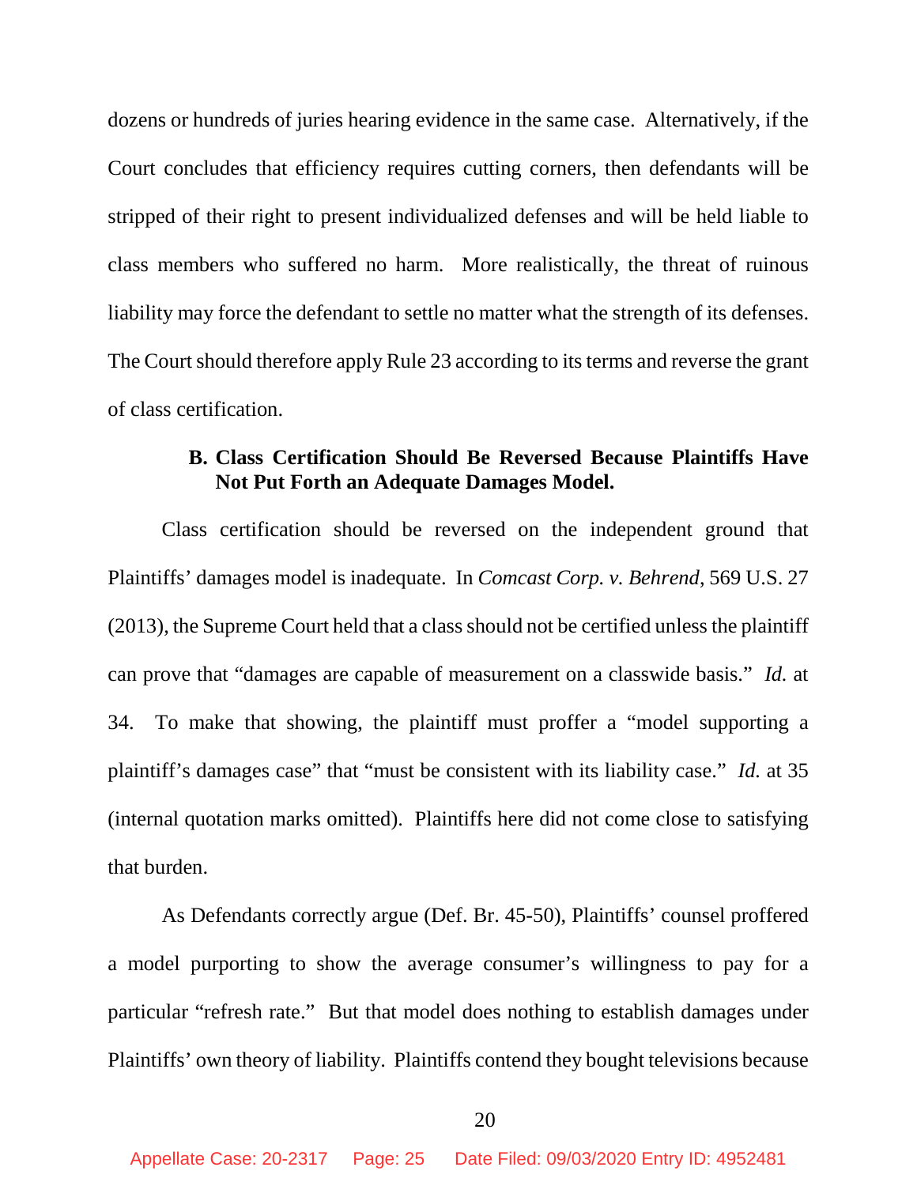dozens or hundreds of juries hearing evidence in the same case. Alternatively, if the Court concludes that efficiency requires cutting corners, then defendants will be stripped of their right to present individualized defenses and will be held liable to class members who suffered no harm. More realistically, the threat of ruinous liability may force the defendant to settle no matter what the strength of its defenses. The Court should therefore apply Rule 23 according to its terms and reverse the grant of class certification.

### B. Class Certification Should Be Reversed Because Plaintiffs Have Not Put Forth an Adequate Damages Model.

Class certification should be reversed on the independent ground that Plaintiffs' damages model is inadequate. In *Comcast Corp. v. Behrend*, 569 U.S. 27 (2013), the Supreme Court held that a class should not be certified unless the plaintiff can prove that "damages are capable of measurement on a classwide basis." *Id.* at 34. To make that showing, the plaintiff must proffer a "model supporting a plaintiff's damages case" that "must be consistent with its liability case." *Id.* at 35 (internal quotation marks omitted). Plaintiffs here did not come close to satisfying that burden.

As Defendants correctly argue (Def. Br. 45-50), Plaintiffs' counsel proffered a model purporting to show the average consumer's willingness to pay for a particular "refresh rate." But that model does nothing to establish damages under Plaintiffs' own theory of liability. Plaintiffs contend they bought televisions because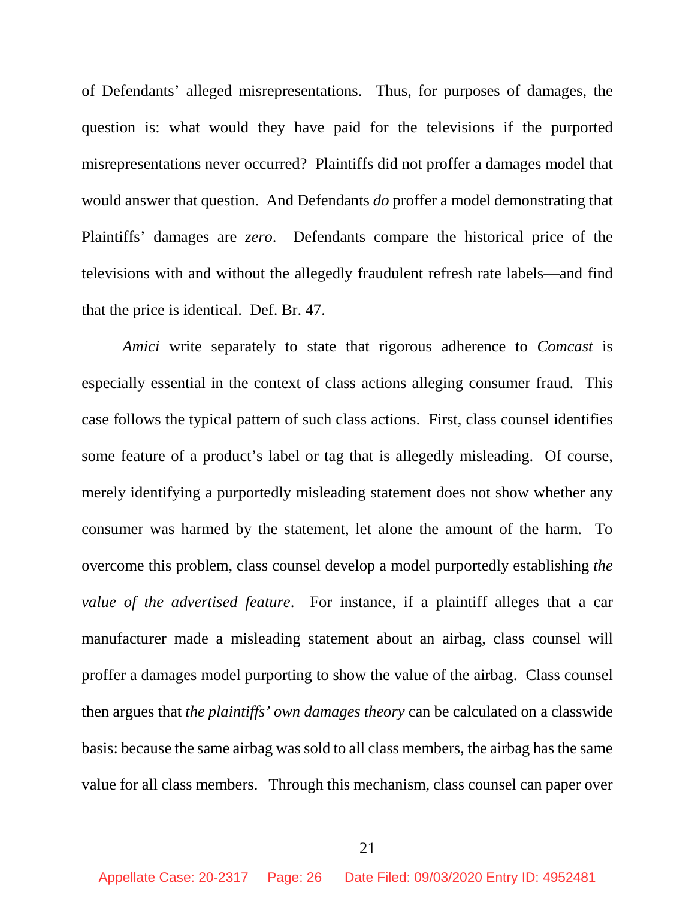of Defendants' alleged misrepresentations. Thus, for purposes of damages, the question is: what would they have paid for the televisions if the purported misrepresentations never occurred? Plaintiffs did not proffer a damages model that would answer that question. And Defendants *do* proffer a model demonstrating that Plaintiffs' damages are *zero*. Defendants compare the historical price of the televisions with and without the allegedly fraudulent refresh rate labels—and find that the price is identical. Def. Br. 47.

*Amici* write separately to state that rigorous adherence to *Comcast* is especially essential in the context of class actions alleging consumer fraud. This case follows the typical pattern of such class actions. First, class counsel identifies some feature of a product's label or tag that is allegedly misleading. Of course, merely identifying a purportedly misleading statement does not show whether any consumer was harmed by the statement, let alone the amount of the harm. To overcome this problem, class counsel develop a model purportedly establishing *the value of the advertised feature*. For instance, if a plaintiff alleges that a car manufacturer made a misleading statement about an airbag, class counsel will proffer a damages model purporting to show the value of the airbag. Class counsel then argues that *the plaintiffs' own damages theory* can be calculated on a classwide basis: because the same airbag was sold to all class members, the airbag has the same value for all class members. Through this mechanism, class counsel can paper over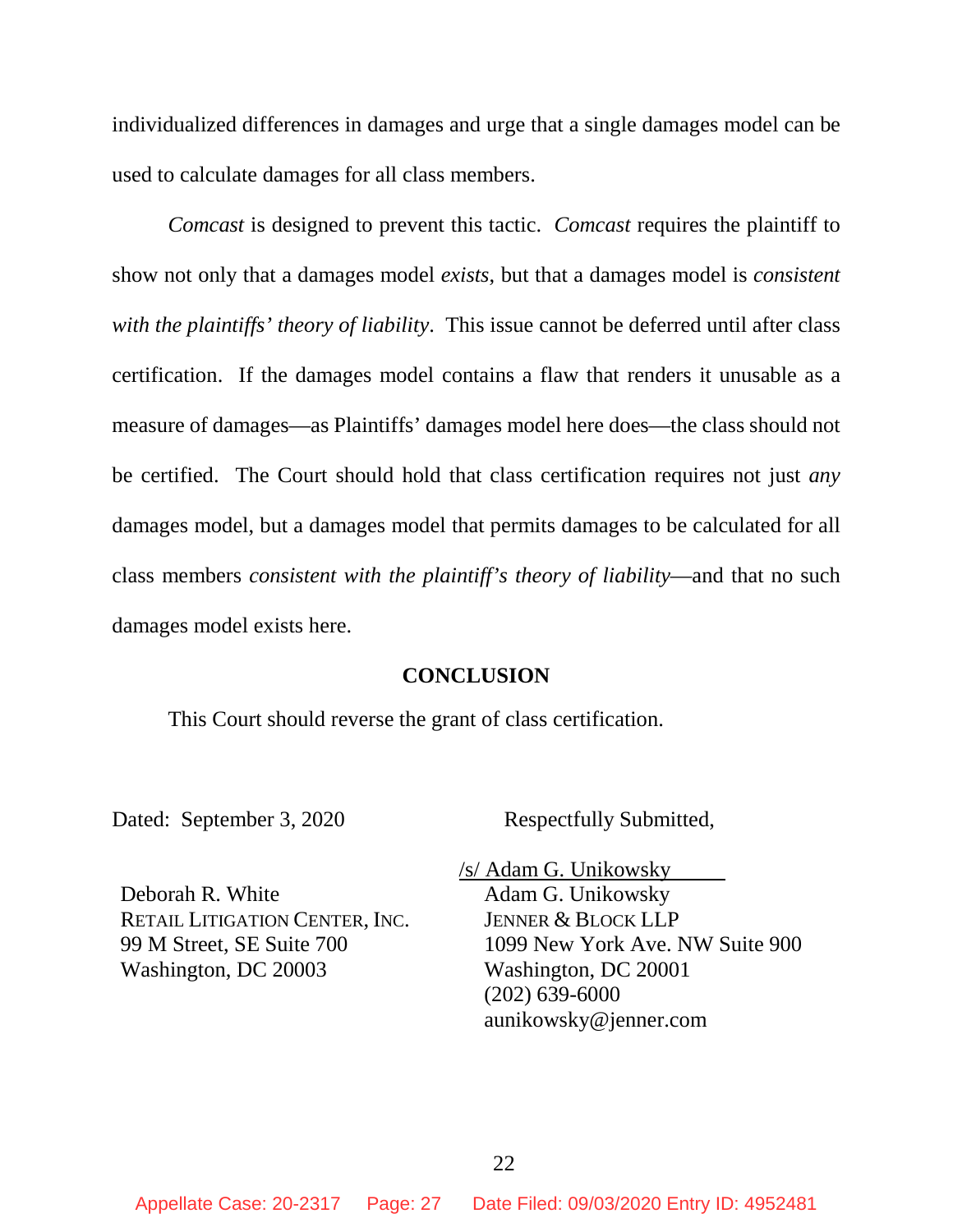individualized differences in damages and urge that a single damages model can be used to calculate damages for all class members.

*Comcast* is designed to prevent this tactic. *Comcast* requires the plaintiff to show not only that a damages model *exists*, but that a damages model is *consistent with the plaintiffs' theory of liability*. This issue cannot be deferred until after class certification. If the damages model contains a flaw that renders it unusable as a measure of damages—as Plaintiffs' damages model here does—the class should not be certified. The Court should hold that class certification requires not just *any* damages model, but a damages model that permits damages to be calculated for all class members *consistent with the plaintiff's theory of liability*—and that no such damages model exists here.

## CONCLUSION

This Court should reverse the grant of class certification.

Dated: September 3, 2020

Respectfully Submitted,

/s/ Adam G. Unikowsky
Adam G. Unikowsky
JENNER & BLOCK LLP
1099 New York Ave. NW Suite 900
Washington, DC 20001
(202) 639-6000
aunikowsky@jenner.com

Deborah R. White
RETAIL LITIGATION CENTER, INC.
99 M Street, SE Suite 700
Washington, DC 20003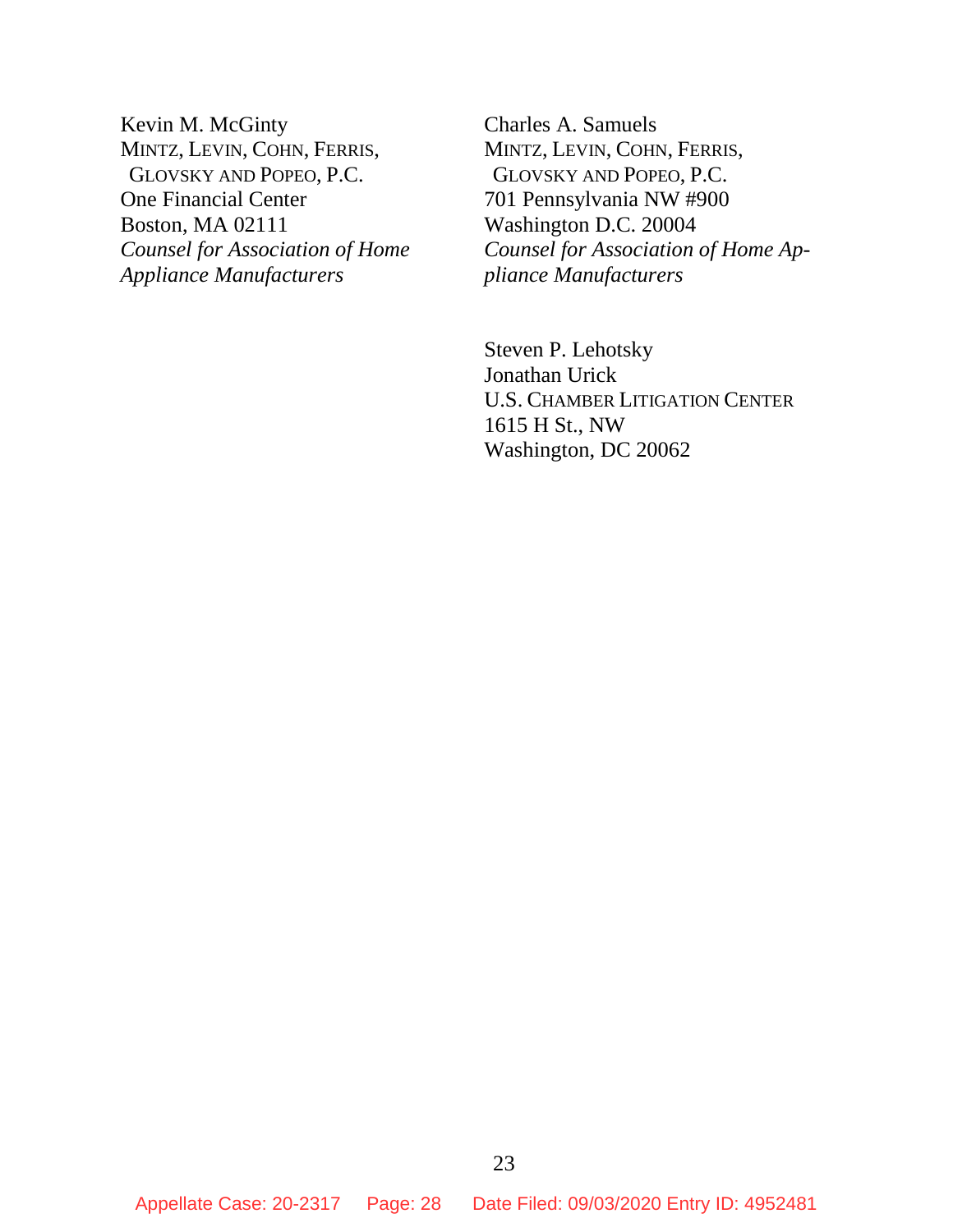Kevin M. McGinty
MINTZ, LEVIN, COHN, FERRIS,
GLOVSKY AND POPEO, P.C.
One Financial Center
Boston, MA 02111
*Counsel for Association of Home Appliance Manufacturers*

Charles A. Samuels
MINTZ, LEVIN, COHN, FERRIS,
GLOVSKY AND POPEO, P.C.
701 Pennsylvania NW #900
Washington D.C. 20004
*Counsel for Association of Home Appliance Manufacturers*

Steven P. Lehotsky
Jonathan Urick
U.S. CHAMBER LITIGATION CENTER
1615 H St., NW
Washington, DC 20062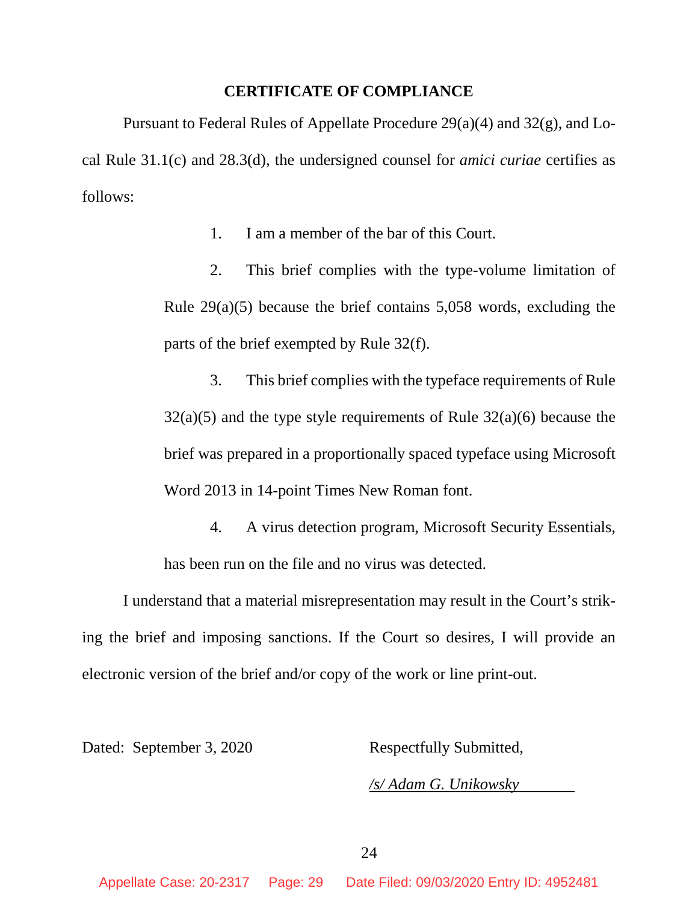## CERTIFICATE OF COMPLIANCE

Pursuant to Federal Rules of Appellate Procedure 29(a)(4) and 32(g), and Local Rule 31.1(c) and 28.3(d), the undersigned counsel for *amici curiae* certifies as follows:

1. I am a member of the bar of this Court.

2. This brief complies with the type-volume limitation of Rule 29(a)(5) because the brief contains 5,058 words, excluding the parts of the brief exempted by Rule 32(f).

3. This brief complies with the typeface requirements of Rule 32(a)(5) and the type style requirements of Rule 32(a)(6) because the brief was prepared in a proportionally spaced typeface using Microsoft Word 2013 in 14-point Times New Roman font.

4. A virus detection program, Microsoft Security Essentials, has been run on the file and no virus was detected.

I understand that a material misrepresentation may result in the Court's striking the brief and imposing sanctions. If the Court so desires, I will provide an electronic version of the brief and/or copy of the work or line print-out.

Dated: September 3, 2020

Respectfully Submitted,

*/s/ Adam G. Unikowsky*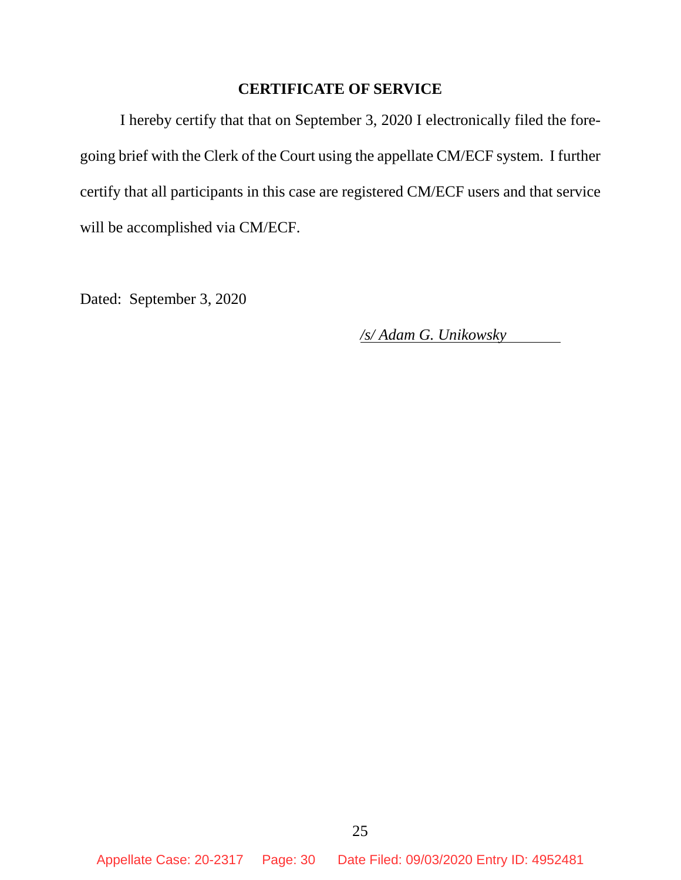**CERTIFICATE OF SERVICE**

I hereby certify that that on September 3, 2020 I electronically filed the foregoing brief with the Clerk of the Court using the appellate CM/ECF system. I further certify that all participants in this case are registered CM/ECF users and that service will be accomplished via CM/ECF.

Dated: September 3, 2020

*/s/ Adam G. Unikowsky*